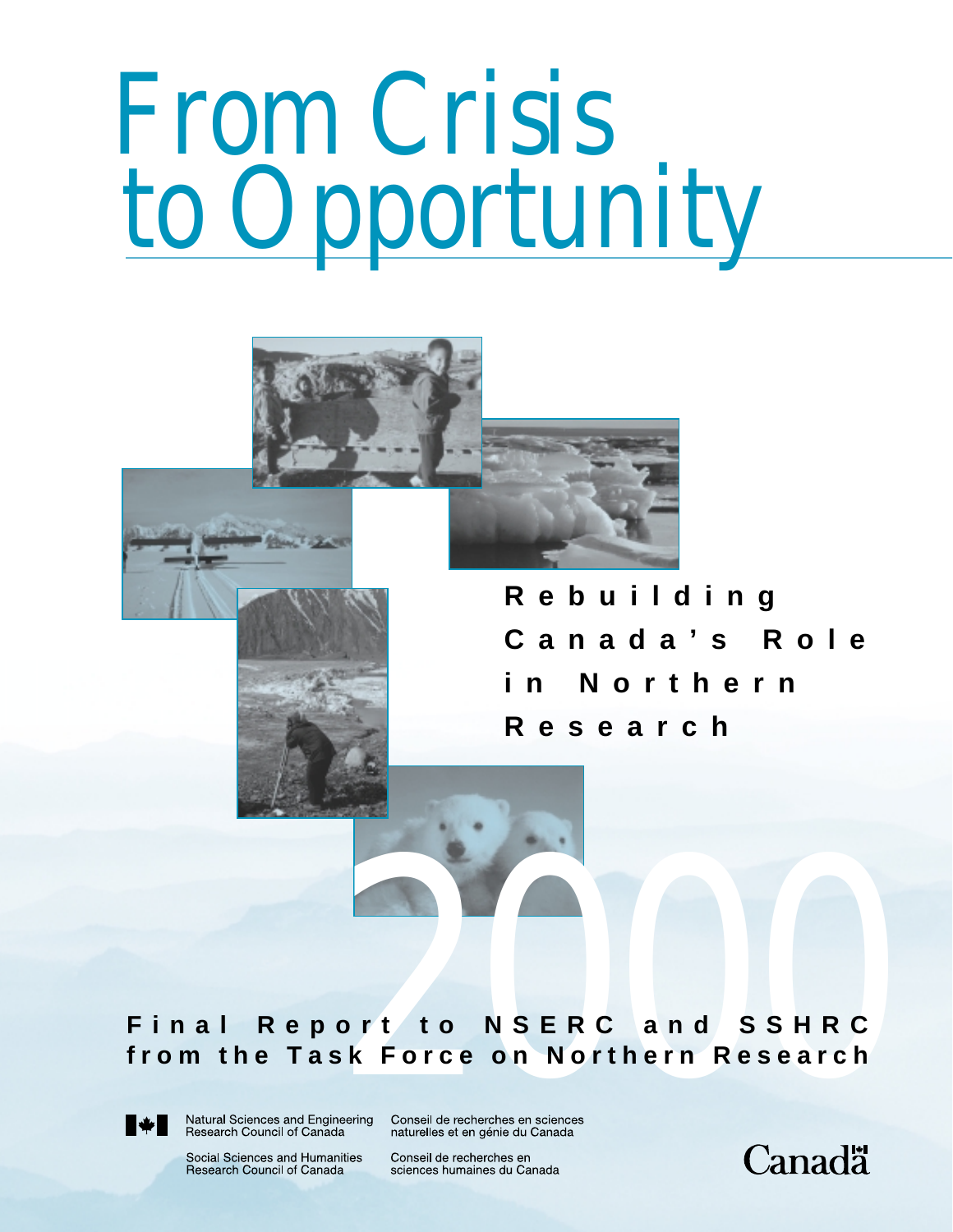# From Crisis to Opportunity

## Rebuilding Canada's Role in Northern Research

2000

**Final Report to NSERC and SSHRC from the Task Force on Northern Research**

Natural Sciences and Engineering Research Council of Canada

Conseil de recherches en sciences naturelles et en génie du Canada

Social Sciences and Humanities Research Council of Canada

Conseil de recherches en sciences humaines du Canada

Canada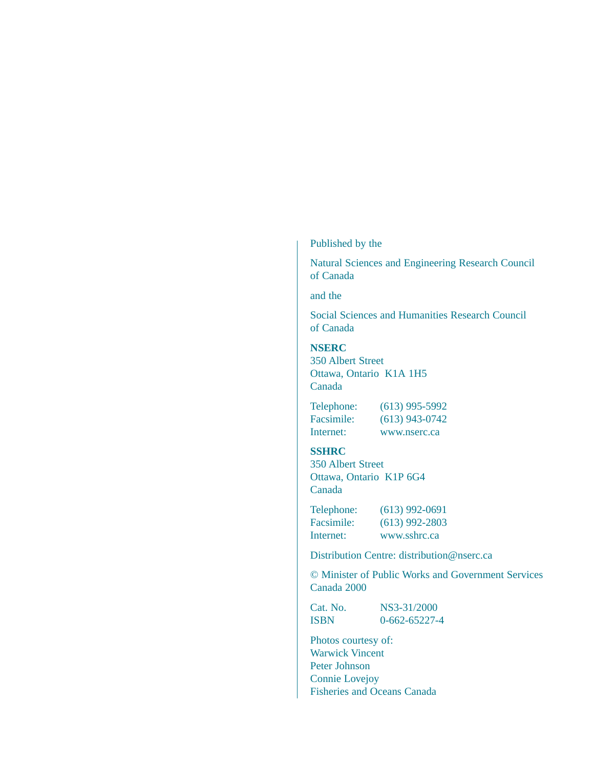Published by the

Natural Sciences and Engineering Research Council of Canada

and the

Social Sciences and Humanities Research Council of Canada

**NSERC**
350 Albert Street
Ottawa, Ontario  K1A 1H5
Canada

| | |
|---|---|
| Telephone: | (613) 995-5992 |
| Facsimile: | (613) 943-0742 |
| Internet: | www.nserc.ca |

**SSHRC**
350 Albert Street
Ottawa, Ontario  K1P 6G4
Canada

| | |
|---|---|
| Telephone: | (613) 992-0691 |
| Facsimile: | (613) 992-2803 |
| Internet: | www.sshrc.ca |

Distribution Centre: distribution@nserc.ca

© Minister of Public Works and Government Services Canada 2000

| | |
|---|---|
| Cat. No. | NS3-31/2000 |
| ISBN | 0-662-65227-4 |

Photos courtesy of:
Warwick Vincent
Peter Johnson
Connie Lovejoy
Fisheries and Oceans Canada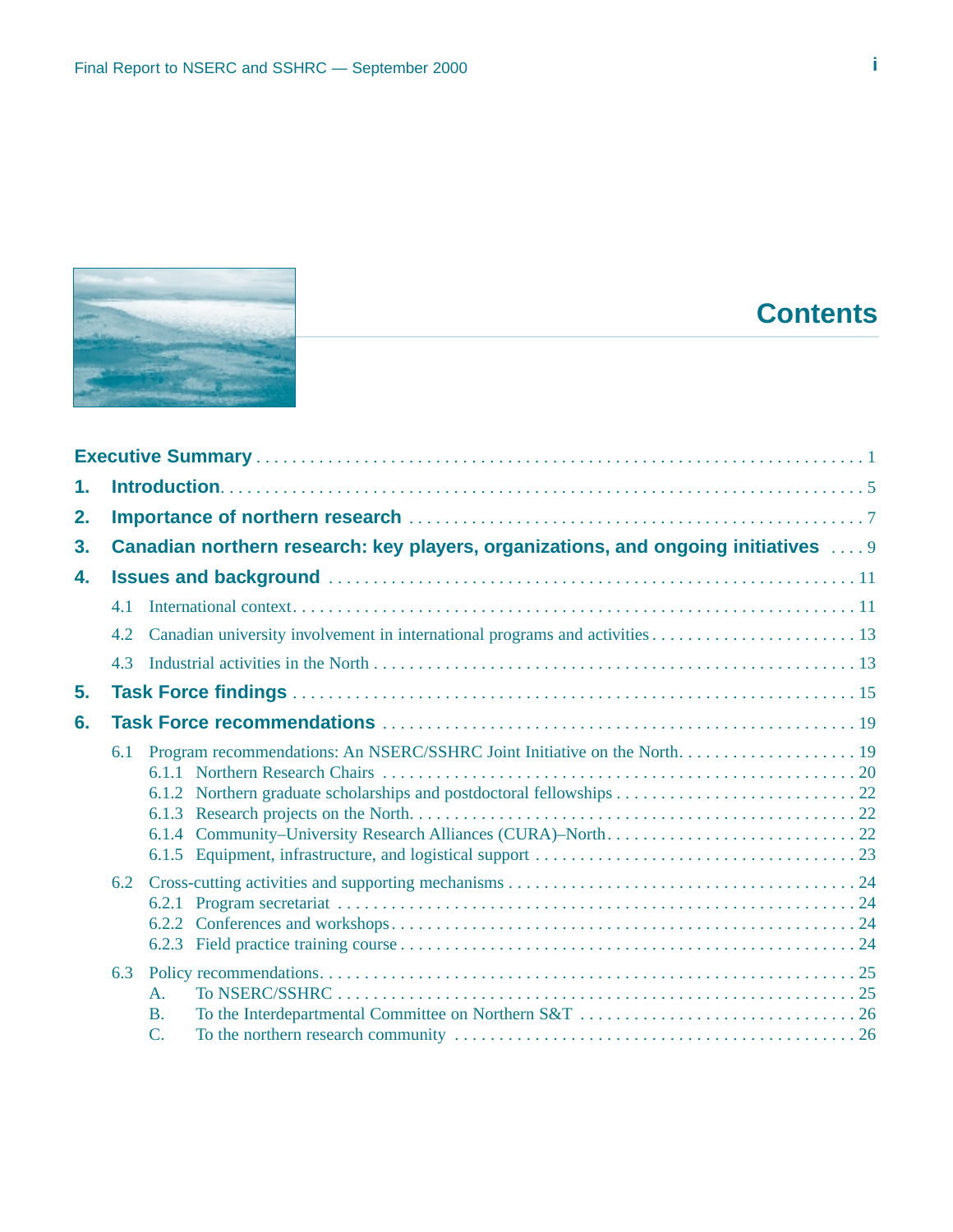# Contents

- **Executive Summary** ........ 1
- **1. Introduction** ........ 5
- **2. Importance of northern research** ........ 7
- **3. Canadian northern research: key players, organizations, and ongoing initiatives** ........ 9
- **4. Issues and background** ........ 11
  - 4.1 International context ........ 11
  - 4.2 Canadian university involvement in international programs and activities ........ 13
  - 4.3 Industrial activities in the North ........ 13
- **5. Task Force findings** ........ 15
- **6. Task Force recommendations** ........ 19
  - 6.1 Program recommendations: An NSERC/SSHRC Joint Initiative on the North ........ 19
    - 6.1.1 Northern Research Chairs ........ 20
    - 6.1.2 Northern graduate scholarships and postdoctoral fellowships ........ 22
    - 6.1.3 Research projects on the North ........ 22
    - 6.1.4 Community–University Research Alliances (CURA)–North ........ 22
    - 6.1.5 Equipment, infrastructure, and logistical support ........ 23
  - 6.2 Cross-cutting activities and supporting mechanisms ........ 24
    - 6.2.1 Program secretariat ........ 24
    - 6.2.2 Conferences and workshops ........ 24
    - 6.2.3 Field practice training course ........ 24
  - 6.3 Policy recommendations ........ 25
    - A. To NSERC/SSHRC ........ 25
    - B. To the Interdepartmental Committee on Northern S&T ........ 26
    - C. To the northern research community ........ 26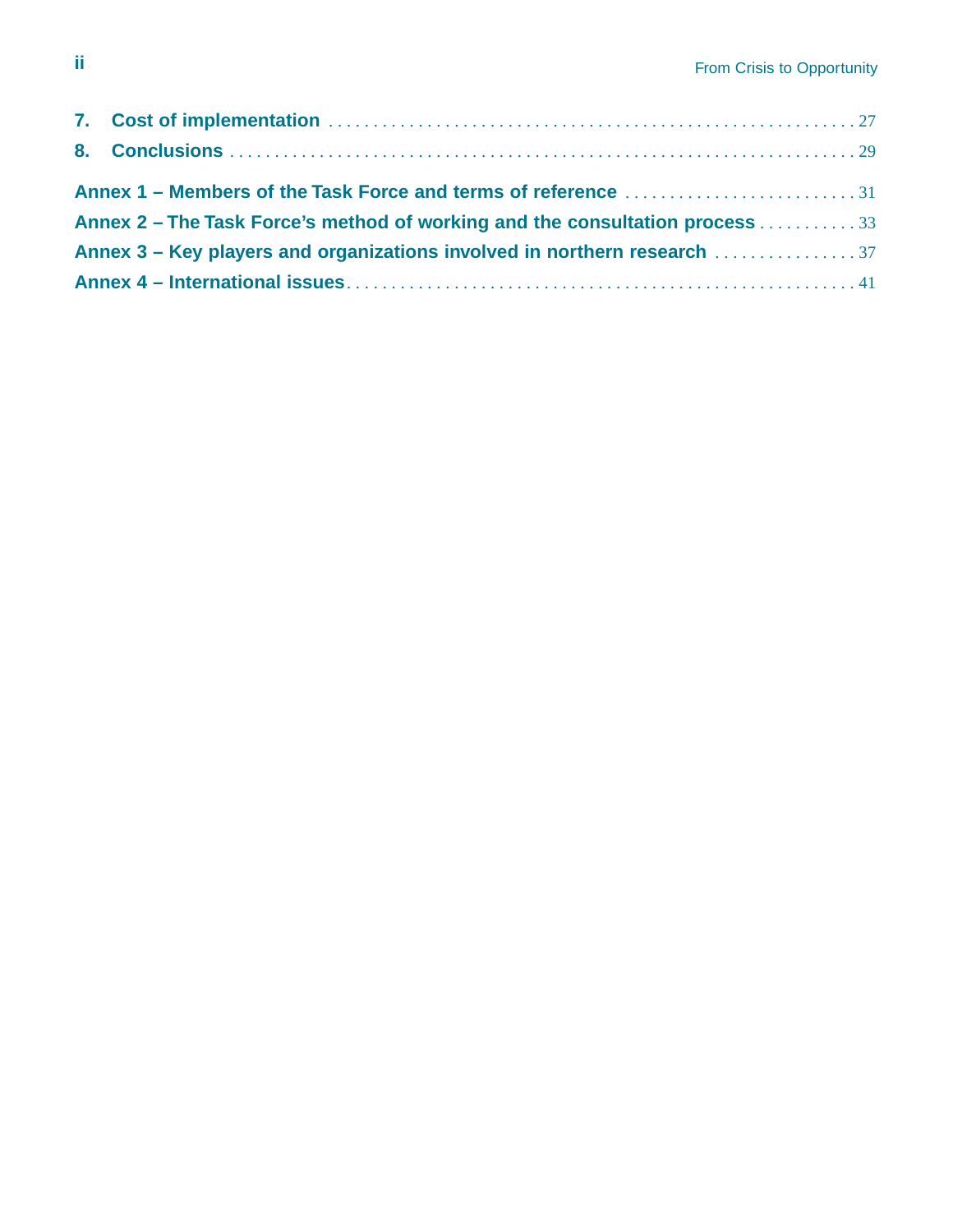7. **Cost of implementation** . . . . . . . . . . . . . . . . . . . . . . . . . . . . . . . . . . . . . . . . . . . . . . . . . . . . . . . . 27

8. **Conclusions** . . . . . . . . . . . . . . . . . . . . . . . . . . . . . . . . . . . . . . . . . . . . . . . . . . . . . . . . . . . . . . . . 29

**Annex 1 – Members of the Task Force and terms of reference** . . . . . . . . . . . . . . . . . . . . . . . . . . 31

**Annex 2 – The Task Force's method of working and the consultation process** . . . . . . . . . . . 33

**Annex 3 – Key players and organizations involved in northern research** . . . . . . . . . . . . . . . . 37

**Annex 4 – International issues** . . . . . . . . . . . . . . . . . . . . . . . . . . . . . . . . . . . . . . . . . . . . . . . . . . . . . 41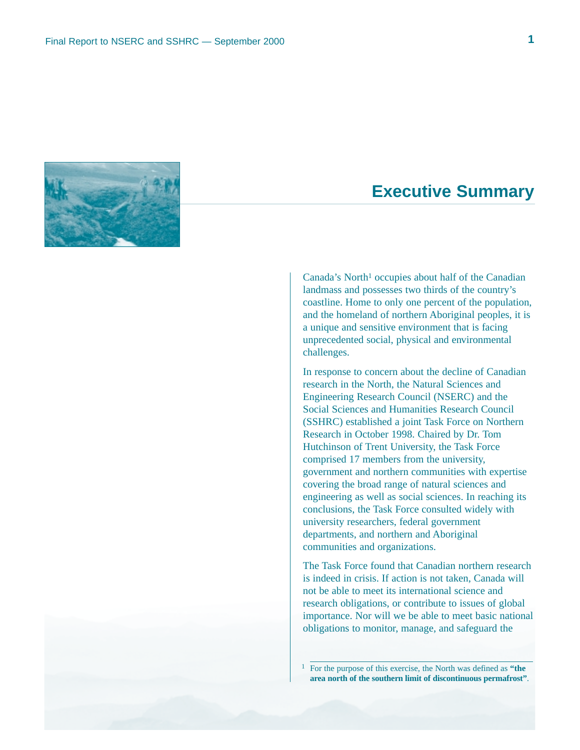# Executive Summary

Canada's North[1] occupies about half of the Canadian landmass and possesses two thirds of the country's coastline. Home to only one percent of the population, and the homeland of northern Aboriginal peoples, it is a unique and sensitive environment that is facing unprecedented social, physical and environmental challenges.

In response to concern about the decline of Canadian research in the North, the Natural Sciences and Engineering Research Council (NSERC) and the Social Sciences and Humanities Research Council (SSHRC) established a joint Task Force on Northern Research in October 1998. Chaired by Dr. Tom Hutchinson of Trent University, the Task Force comprised 17 members from the university, government and northern communities with expertise covering the broad range of natural sciences and engineering as well as social sciences. In reaching its conclusions, the Task Force consulted widely with university researchers, federal government departments, and northern and Aboriginal communities and organizations.

The Task Force found that Canadian northern research is indeed in crisis. If action is not taken, Canada will not be able to meet its international science and research obligations, or contribute to issues of global importance. Nor will we be able to meet basic national obligations to monitor, manage, and safeguard the

[1] For the purpose of this exercise, the North was defined as **"the area north of the southern limit of discontinuous permafrost"**.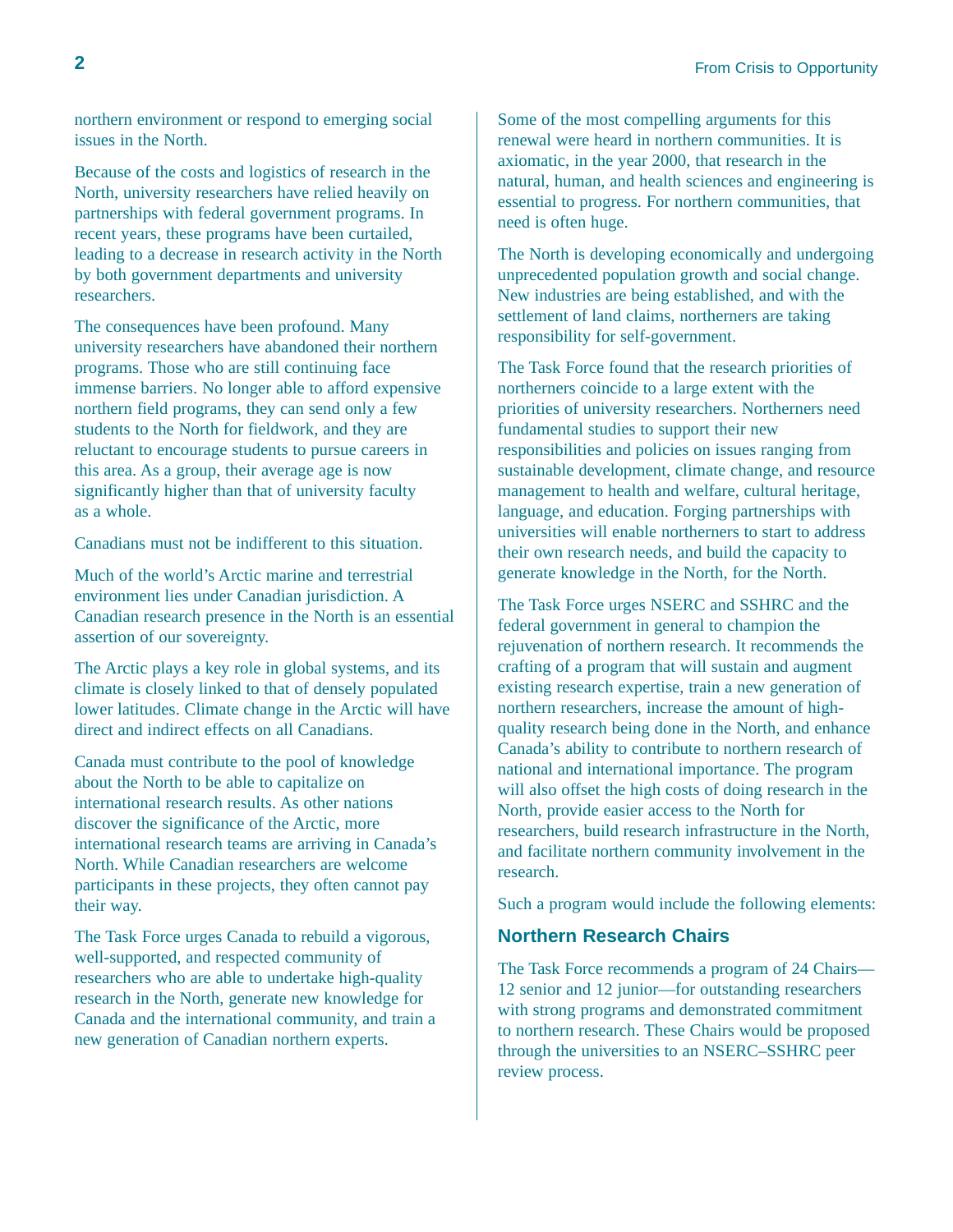northern environment or respond to emerging social issues in the North.

Because of the costs and logistics of research in the North, university researchers have relied heavily on partnerships with federal government programs. In recent years, these programs have been curtailed, leading to a decrease in research activity in the North by both government departments and university researchers.

The consequences have been profound. Many university researchers have abandoned their northern programs. Those who are still continuing face immense barriers. No longer able to afford expensive northern field programs, they can send only a few students to the North for fieldwork, and they are reluctant to encourage students to pursue careers in this area. As a group, their average age is now significantly higher than that of university faculty as a whole.

Canadians must not be indifferent to this situation.

Much of the world's Arctic marine and terrestrial environment lies under Canadian jurisdiction. A Canadian research presence in the North is an essential assertion of our sovereignty.

The Arctic plays a key role in global systems, and its climate is closely linked to that of densely populated lower latitudes. Climate change in the Arctic will have direct and indirect effects on all Canadians.

Canada must contribute to the pool of knowledge about the North to be able to capitalize on international research results. As other nations discover the significance of the Arctic, more international research teams are arriving in Canada's North. While Canadian researchers are welcome participants in these projects, they often cannot pay their way.

The Task Force urges Canada to rebuild a vigorous, well-supported, and respected community of researchers who are able to undertake high-quality research in the North, generate new knowledge for Canada and the international community, and train a new generation of Canadian northern experts.

Some of the most compelling arguments for this renewal were heard in northern communities. It is axiomatic, in the year 2000, that research in the natural, human, and health sciences and engineering is essential to progress. For northern communities, that need is often huge.

The North is developing economically and undergoing unprecedented population growth and social change. New industries are being established, and with the settlement of land claims, northerners are taking responsibility for self-government.

The Task Force found that the research priorities of northerners coincide to a large extent with the priorities of university researchers. Northerners need fundamental studies to support their new responsibilities and policies on issues ranging from sustainable development, climate change, and resource management to health and welfare, cultural heritage, language, and education. Forging partnerships with universities will enable northerners to start to address their own research needs, and build the capacity to generate knowledge in the North, for the North.

The Task Force urges NSERC and SSHRC and the federal government in general to champion the rejuvenation of northern research. It recommends the crafting of a program that will sustain and augment existing research expertise, train a new generation of northern researchers, increase the amount of high-quality research being done in the North, and enhance Canada's ability to contribute to northern research of national and international importance. The program will also offset the high costs of doing research in the North, provide easier access to the North for researchers, build research infrastructure in the North, and facilitate northern community involvement in the research.

Such a program would include the following elements:

### Northern Research Chairs

The Task Force recommends a program of 24 Chairs—12 senior and 12 junior—for outstanding researchers with strong programs and demonstrated commitment to northern research. These Chairs would be proposed through the universities to an NSERC–SSHRC peer review process.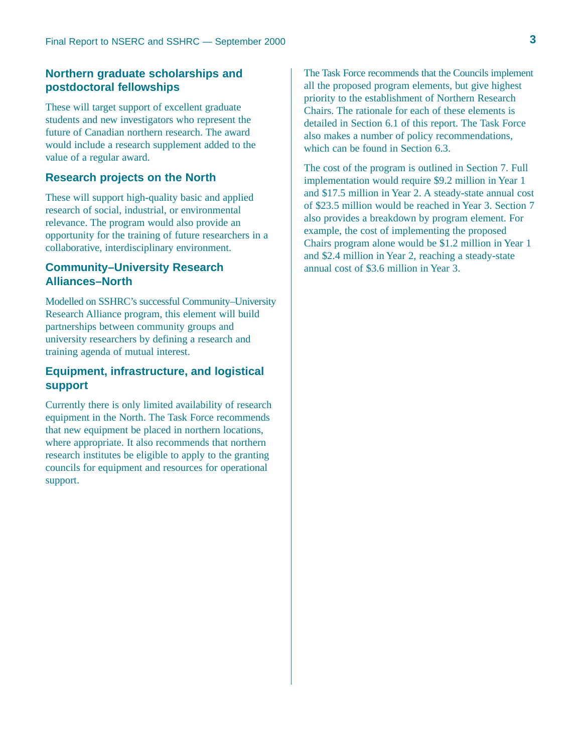### Northern graduate scholarships and postdoctoral fellowships

These will target support of excellent graduate students and new investigators who represent the future of Canadian northern research. The award would include a research supplement added to the value of a regular award.

### Research projects on the North

These will support high-quality basic and applied research of social, industrial, or environmental relevance. The program would also provide an opportunity for the training of future researchers in a collaborative, interdisciplinary environment.

### Community–University Research Alliances–North

Modelled on SSHRC's successful Community–University Research Alliance program, this element will build partnerships between community groups and university researchers by defining a research and training agenda of mutual interest.

### Equipment, infrastructure, and logistical support

Currently there is only limited availability of research equipment in the North. The Task Force recommends that new equipment be placed in northern locations, where appropriate. It also recommends that northern research institutes be eligible to apply to the granting councils for equipment and resources for operational support.

The Task Force recommends that the Councils implement all the proposed program elements, but give highest priority to the establishment of Northern Research Chairs. The rationale for each of these elements is detailed in Section 6.1 of this report. The Task Force also makes a number of policy recommendations, which can be found in Section 6.3.

The cost of the program is outlined in Section 7. Full implementation would require $9.2 million in Year 1 and $17.5 million in Year 2. A steady-state annual cost of $23.5 million would be reached in Year 3. Section 7 also provides a breakdown by program element. For example, the cost of implementing the proposed Chairs program alone would be $1.2 million in Year 1 and $2.4 million in Year 2, reaching a steady-state annual cost of $3.6 million in Year 3.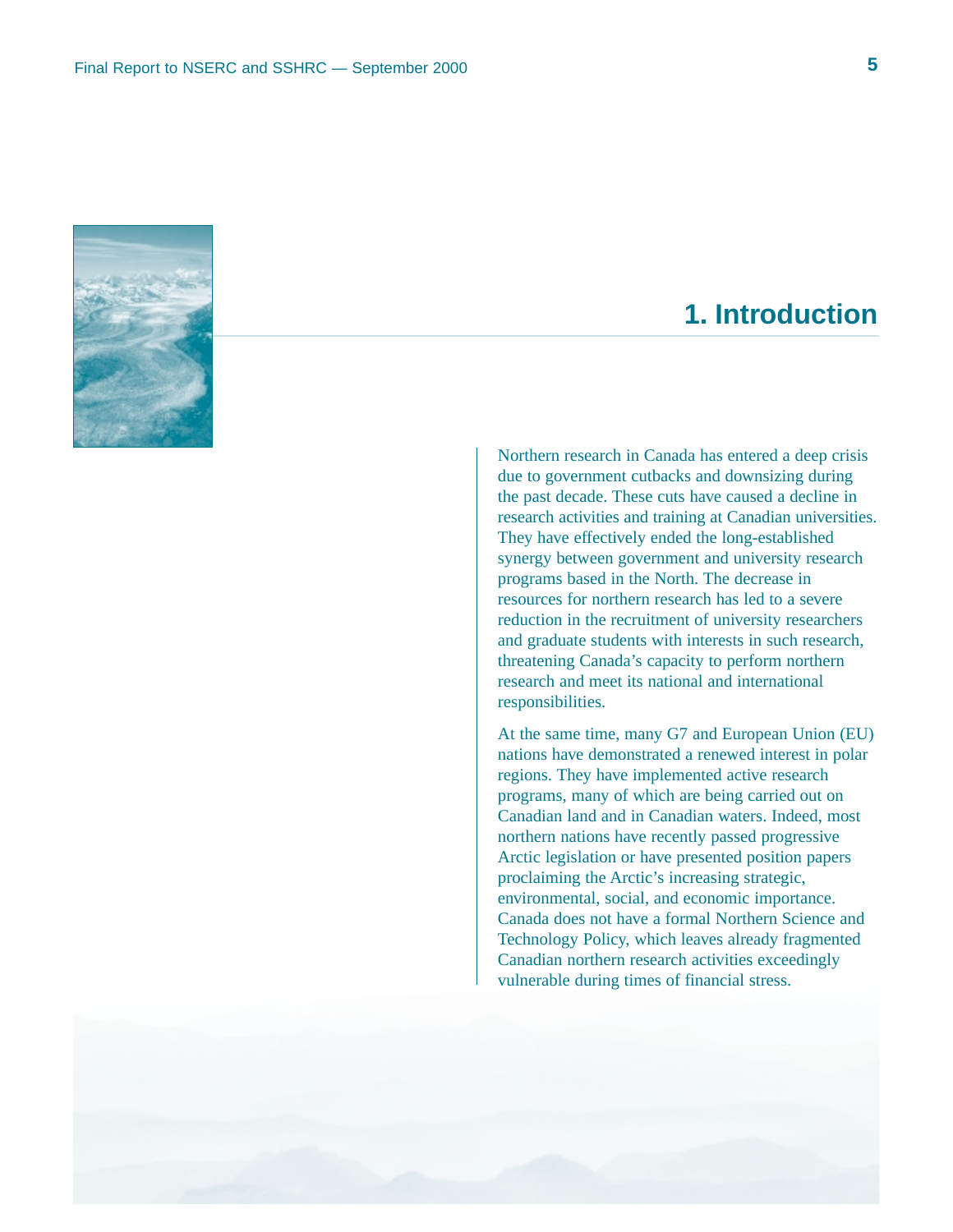# 1. Introduction

Northern research in Canada has entered a deep crisis due to government cutbacks and downsizing during the past decade. These cuts have caused a decline in research activities and training at Canadian universities. They have effectively ended the long-established synergy between government and university research programs based in the North. The decrease in resources for northern research has led to a severe reduction in the recruitment of university researchers and graduate students with interests in such research, threatening Canada's capacity to perform northern research and meet its national and international responsibilities.

At the same time, many G7 and European Union (EU) nations have demonstrated a renewed interest in polar regions. They have implemented active research programs, many of which are being carried out on Canadian land and in Canadian waters. Indeed, most northern nations have recently passed progressive Arctic legislation or have presented position papers proclaiming the Arctic's increasing strategic, environmental, social, and economic importance. Canada does not have a formal Northern Science and Technology Policy, which leaves already fragmented Canadian northern research activities exceedingly vulnerable during times of financial stress.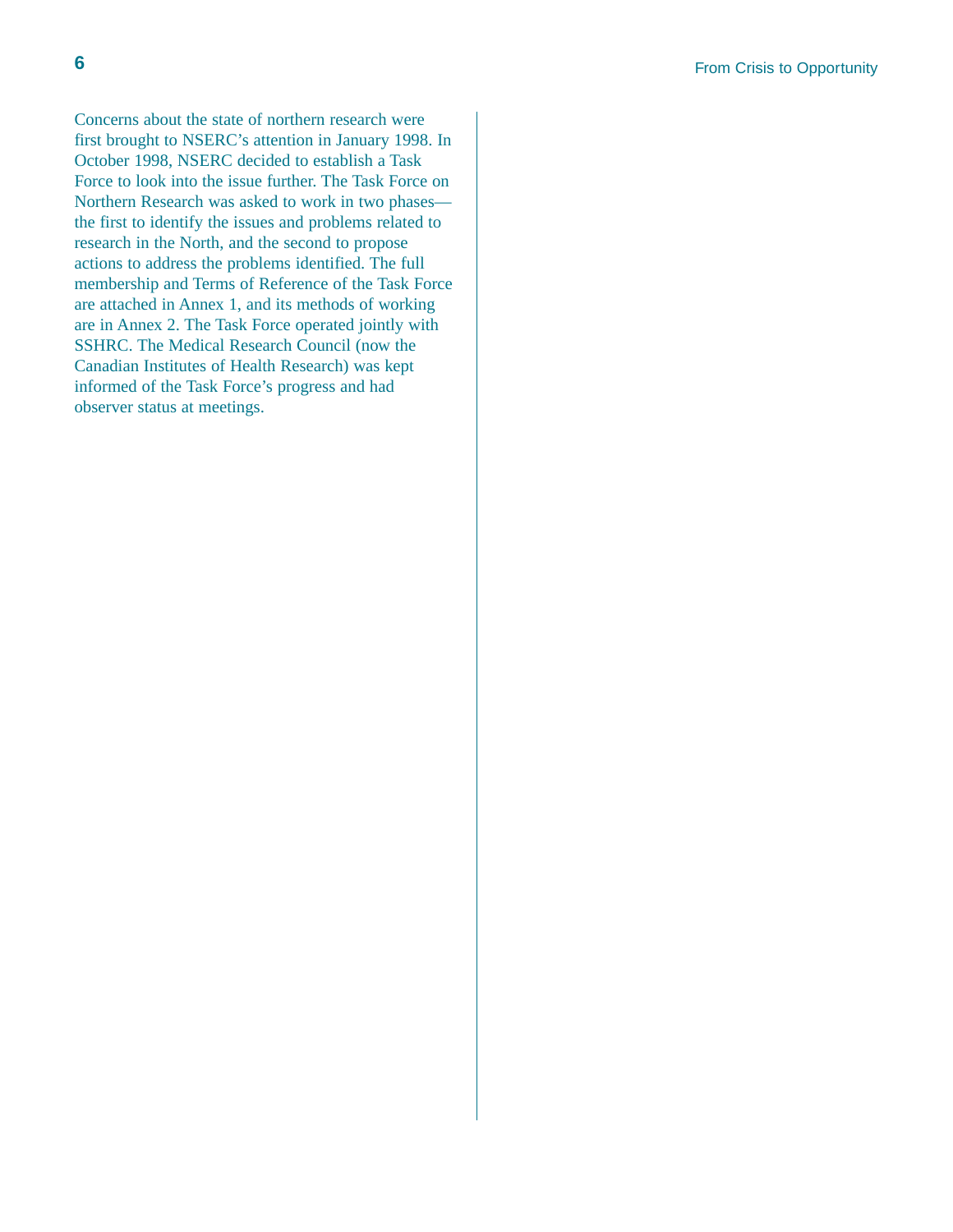Concerns about the state of northern research were first brought to NSERC's attention in January 1998. In October 1998, NSERC decided to establish a Task Force to look into the issue further. The Task Force on Northern Research was asked to work in two phases—the first to identify the issues and problems related to research in the North, and the second to propose actions to address the problems identified. The full membership and Terms of Reference of the Task Force are attached in Annex 1, and its methods of working are in Annex 2. The Task Force operated jointly with SSHRC. The Medical Research Council (now the Canadian Institutes of Health Research) was kept informed of the Task Force's progress and had observer status at meetings.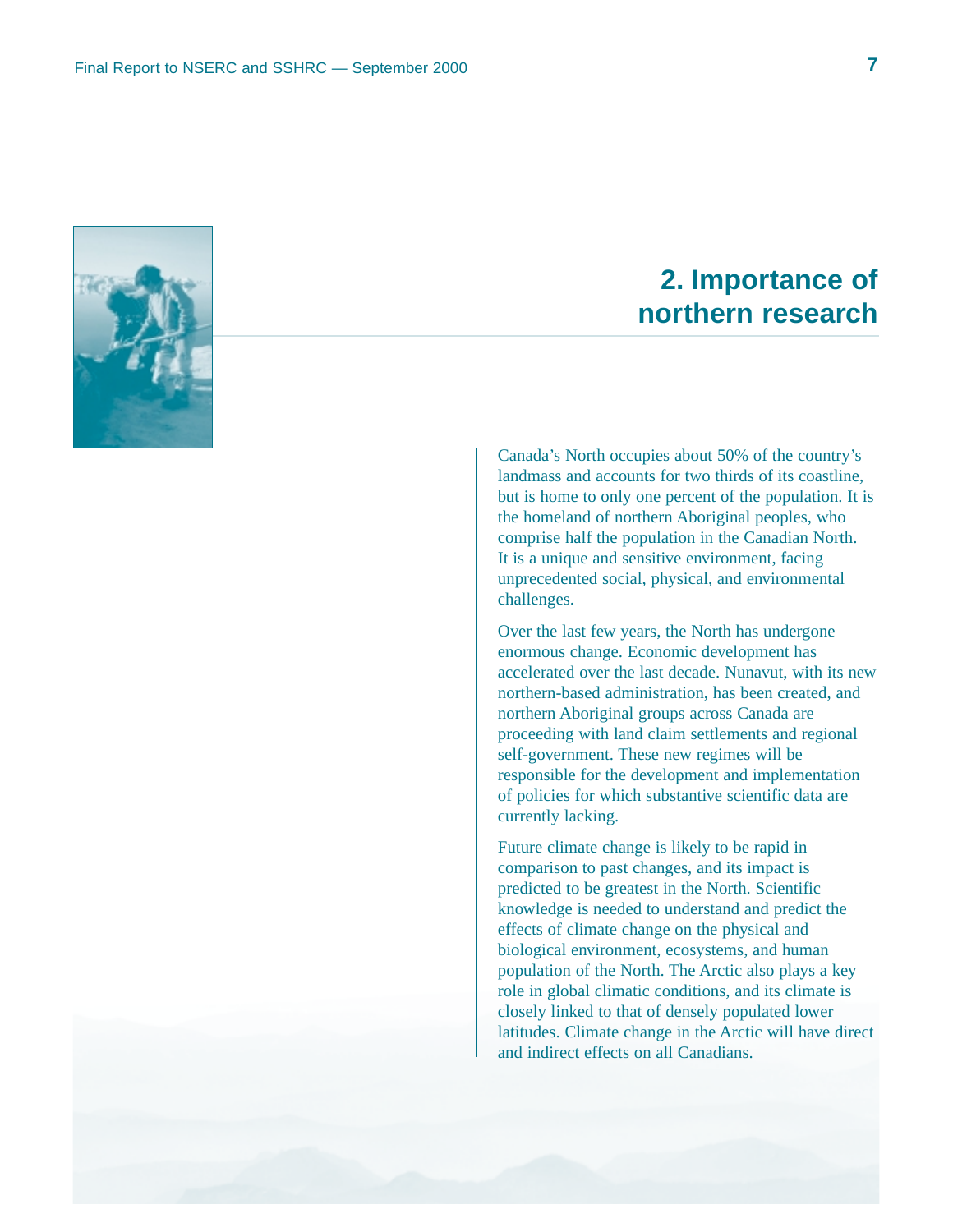## 2. Importance of northern research

Canada's North occupies about 50% of the country's landmass and accounts for two thirds of its coastline, but is home to only one percent of the population. It is the homeland of northern Aboriginal peoples, who comprise half the population in the Canadian North. It is a unique and sensitive environment, facing unprecedented social, physical, and environmental challenges.

Over the last few years, the North has undergone enormous change. Economic development has accelerated over the last decade. Nunavut, with its new northern-based administration, has been created, and northern Aboriginal groups across Canada are proceeding with land claim settlements and regional self-government. These new regimes will be responsible for the development and implementation of policies for which substantive scientific data are currently lacking.

Future climate change is likely to be rapid in comparison to past changes, and its impact is predicted to be greatest in the North. Scientific knowledge is needed to understand and predict the effects of climate change on the physical and biological environment, ecosystems, and human population of the North. The Arctic also plays a key role in global climatic conditions, and its climate is closely linked to that of densely populated lower latitudes. Climate change in the Arctic will have direct and indirect effects on all Canadians.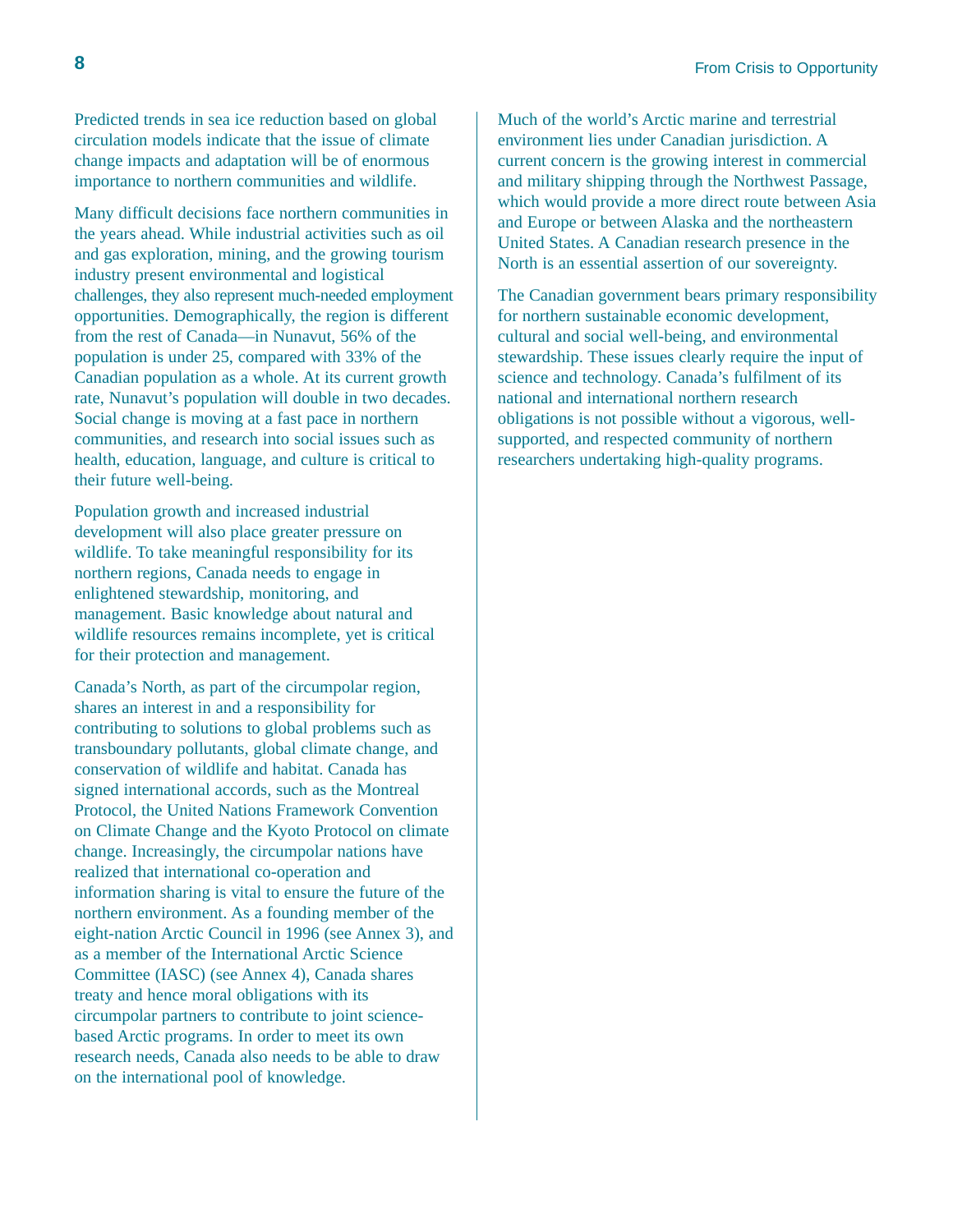Predicted trends in sea ice reduction based on global circulation models indicate that the issue of climate change impacts and adaptation will be of enormous importance to northern communities and wildlife.

Many difficult decisions face northern communities in the years ahead. While industrial activities such as oil and gas exploration, mining, and the growing tourism industry present environmental and logistical challenges, they also represent much-needed employment opportunities. Demographically, the region is different from the rest of Canada—in Nunavut, 56% of the population is under 25, compared with 33% of the Canadian population as a whole. At its current growth rate, Nunavut's population will double in two decades. Social change is moving at a fast pace in northern communities, and research into social issues such as health, education, language, and culture is critical to their future well-being.

Population growth and increased industrial development will also place greater pressure on wildlife. To take meaningful responsibility for its northern regions, Canada needs to engage in enlightened stewardship, monitoring, and management. Basic knowledge about natural and wildlife resources remains incomplete, yet is critical for their protection and management.

Canada's North, as part of the circumpolar region, shares an interest in and a responsibility for contributing to solutions to global problems such as transboundary pollutants, global climate change, and conservation of wildlife and habitat. Canada has signed international accords, such as the Montreal Protocol, the United Nations Framework Convention on Climate Change and the Kyoto Protocol on climate change. Increasingly, the circumpolar nations have realized that international co-operation and information sharing is vital to ensure the future of the northern environment. As a founding member of the eight-nation Arctic Council in 1996 (see Annex 3), and as a member of the International Arctic Science Committee (IASC) (see Annex 4), Canada shares treaty and hence moral obligations with its circumpolar partners to contribute to joint science-based Arctic programs. In order to meet its own research needs, Canada also needs to be able to draw on the international pool of knowledge.

Much of the world's Arctic marine and terrestrial environment lies under Canadian jurisdiction. A current concern is the growing interest in commercial and military shipping through the Northwest Passage, which would provide a more direct route between Asia and Europe or between Alaska and the northeastern United States. A Canadian research presence in the North is an essential assertion of our sovereignty.

The Canadian government bears primary responsibility for northern sustainable economic development, cultural and social well-being, and environmental stewardship. These issues clearly require the input of science and technology. Canada's fulfilment of its national and international northern research obligations is not possible without a vigorous, well-supported, and respected community of northern researchers undertaking high-quality programs.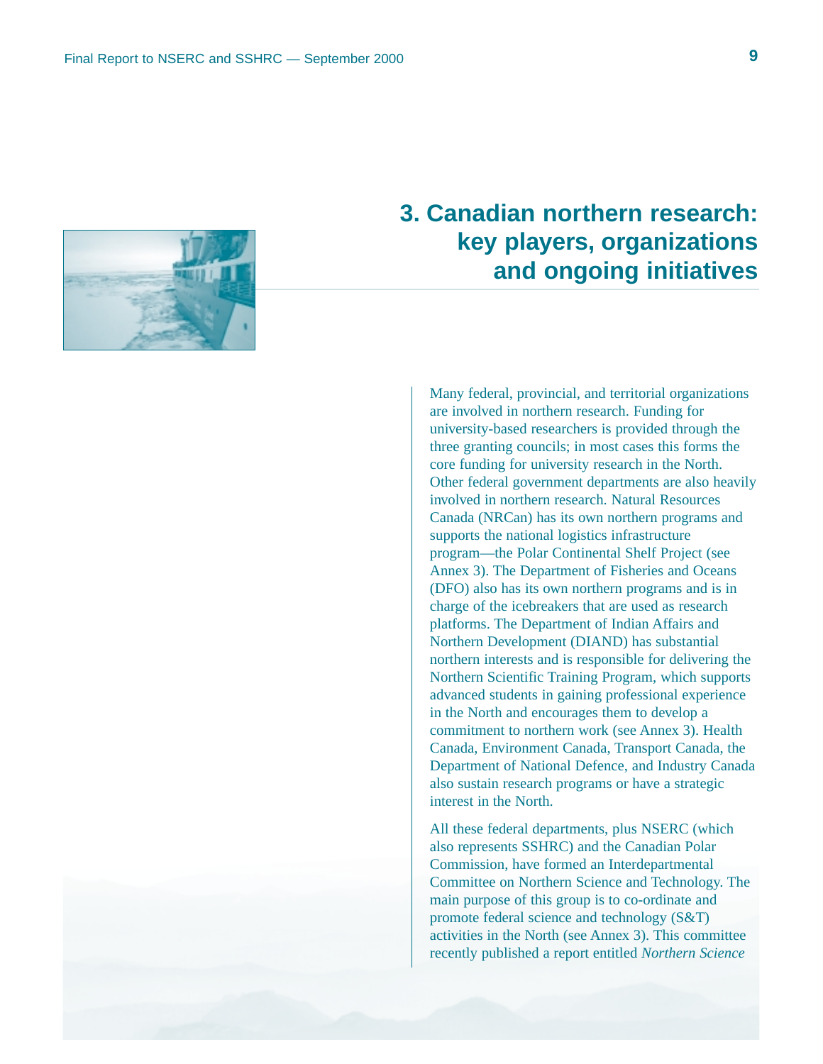# 3. Canadian northern research: key players, organizations and ongoing initiatives

Many federal, provincial, and territorial organizations are involved in northern research. Funding for university-based researchers is provided through the three granting councils; in most cases this forms the core funding for university research in the North. Other federal government departments are also heavily involved in northern research. Natural Resources Canada (NRCan) has its own northern programs and supports the national logistics infrastructure program—the Polar Continental Shelf Project (see Annex 3). The Department of Fisheries and Oceans (DFO) also has its own northern programs and is in charge of the icebreakers that are used as research platforms. The Department of Indian Affairs and Northern Development (DIAND) has substantial northern interests and is responsible for delivering the Northern Scientific Training Program, which supports advanced students in gaining professional experience in the North and encourages them to develop a commitment to northern work (see Annex 3). Health Canada, Environment Canada, Transport Canada, the Department of National Defence, and Industry Canada also sustain research programs or have a strategic interest in the North.

All these federal departments, plus NSERC (which also represents SSHRC) and the Canadian Polar Commission, have formed an Interdepartmental Committee on Northern Science and Technology. The main purpose of this group is to co-ordinate and promote federal science and technology (S&T) activities in the North (see Annex 3). This committee recently published a report entitled *Northern Science*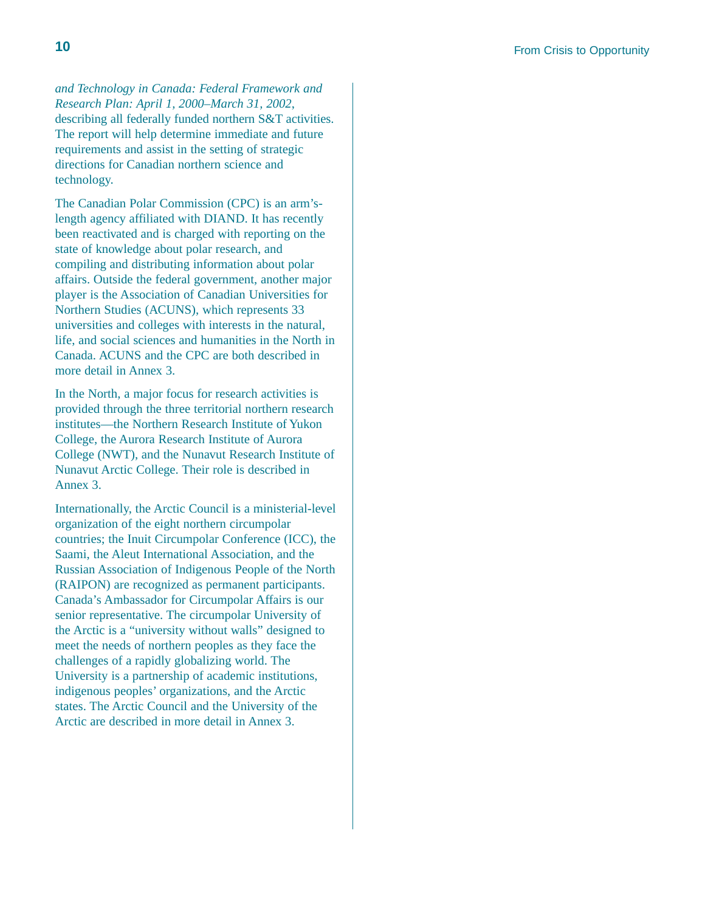*and Technology in Canada: Federal Framework and Research Plan: April 1, 2000–March 31, 2002*, describing all federally funded northern S&T activities. The report will help determine immediate and future requirements and assist in the setting of strategic directions for Canadian northern science and technology.

The Canadian Polar Commission (CPC) is an arm's-length agency affiliated with DIAND. It has recently been reactivated and is charged with reporting on the state of knowledge about polar research, and compiling and distributing information about polar affairs. Outside the federal government, another major player is the Association of Canadian Universities for Northern Studies (ACUNS), which represents 33 universities and colleges with interests in the natural, life, and social sciences and humanities in the North in Canada. ACUNS and the CPC are both described in more detail in Annex 3.

In the North, a major focus for research activities is provided through the three territorial northern research institutes—the Northern Research Institute of Yukon College, the Aurora Research Institute of Aurora College (NWT), and the Nunavut Research Institute of Nunavut Arctic College. Their role is described in Annex 3.

Internationally, the Arctic Council is a ministerial-level organization of the eight northern circumpolar countries; the Inuit Circumpolar Conference (ICC), the Saami, the Aleut International Association, and the Russian Association of Indigenous People of the North (RAIPON) are recognized as permanent participants. Canada's Ambassador for Circumpolar Affairs is our senior representative. The circumpolar University of the Arctic is a "university without walls" designed to meet the needs of northern peoples as they face the challenges of a rapidly globalizing world. The University is a partnership of academic institutions, indigenous peoples' organizations, and the Arctic states. The Arctic Council and the University of the Arctic are described in more detail in Annex 3.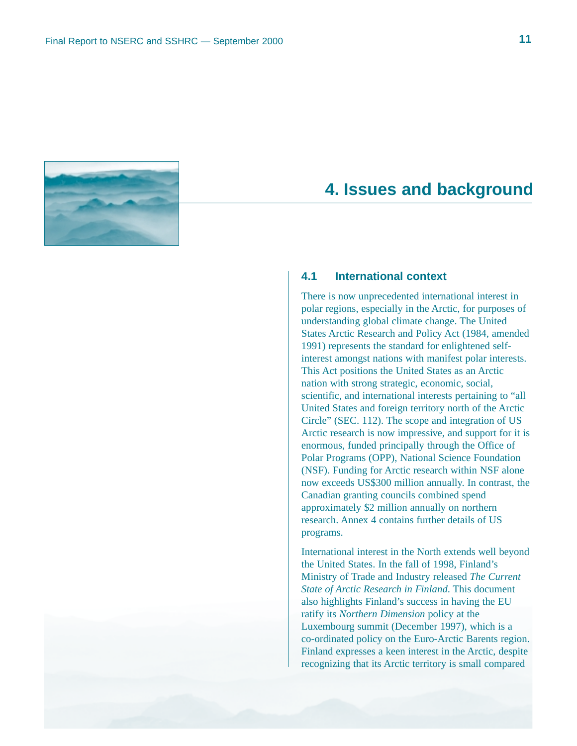# 4. Issues and background

## 4.1 International context

There is now unprecedented international interest in polar regions, especially in the Arctic, for purposes of understanding global climate change. The United States Arctic Research and Policy Act (1984, amended 1991) represents the standard for enlightened self-interest amongst nations with manifest polar interests. This Act positions the United States as an Arctic nation with strong strategic, economic, social, scientific, and international interests pertaining to "all United States and foreign territory north of the Arctic Circle" (SEC. 112). The scope and integration of US Arctic research is now impressive, and support for it is enormous, funded principally through the Office of Polar Programs (OPP), National Science Foundation (NSF). Funding for Arctic research within NSF alone now exceeds US$300 million annually. In contrast, the Canadian granting councils combined spend approximately $2 million annually on northern research. Annex 4 contains further details of US programs.

International interest in the North extends well beyond the United States. In the fall of 1998, Finland's Ministry of Trade and Industry released *The Current State of Arctic Research in Finland*. This document also highlights Finland's success in having the EU ratify its *Northern Dimension* policy at the Luxembourg summit (December 1997), which is a co-ordinated policy on the Euro-Arctic Barents region. Finland expresses a keen interest in the Arctic, despite recognizing that its Arctic territory is small compared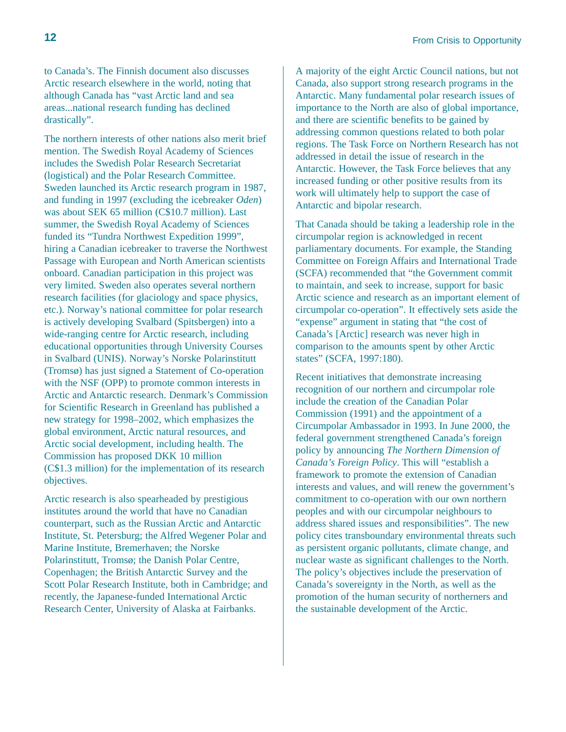to Canada's. The Finnish document also discusses Arctic research elsewhere in the world, noting that although Canada has "vast Arctic land and sea areas...national research funding has declined drastically".

The northern interests of other nations also merit brief mention. The Swedish Royal Academy of Sciences includes the Swedish Polar Research Secretariat (logistical) and the Polar Research Committee. Sweden launched its Arctic research program in 1987, and funding in 1997 (excluding the icebreaker *Oden*) was about SEK 65 million (C$10.7 million). Last summer, the Swedish Royal Academy of Sciences funded its "Tundra Northwest Expedition 1999", hiring a Canadian icebreaker to traverse the Northwest Passage with European and North American scientists onboard. Canadian participation in this project was very limited. Sweden also operates several northern research facilities (for glaciology and space physics, etc.). Norway's national committee for polar research is actively developing Svalbard (Spitsbergen) into a wide-ranging centre for Arctic research, including educational opportunities through University Courses in Svalbard (UNIS). Norway's Norske Polarinstitutt (Tromsø) has just signed a Statement of Co-operation with the NSF (OPP) to promote common interests in Arctic and Antarctic research. Denmark's Commission for Scientific Research in Greenland has published a new strategy for 1998–2002, which emphasizes the global environment, Arctic natural resources, and Arctic social development, including health. The Commission has proposed DKK 10 million (C$1.3 million) for the implementation of its research objectives.

Arctic research is also spearheaded by prestigious institutes around the world that have no Canadian counterpart, such as the Russian Arctic and Antarctic Institute, St. Petersburg; the Alfred Wegener Polar and Marine Institute, Bremerhaven; the Norske Polarinstitutt, Tromsø; the Danish Polar Centre, Copenhagen; the British Antarctic Survey and the Scott Polar Research Institute, both in Cambridge; and recently, the Japanese-funded International Arctic Research Center, University of Alaska at Fairbanks.

A majority of the eight Arctic Council nations, but not Canada, also support strong research programs in the Antarctic. Many fundamental polar research issues of importance to the North are also of global importance, and there are scientific benefits to be gained by addressing common questions related to both polar regions. The Task Force on Northern Research has not addressed in detail the issue of research in the Antarctic. However, the Task Force believes that any increased funding or other positive results from its work will ultimately help to support the case of Antarctic and bipolar research.

That Canada should be taking a leadership role in the circumpolar region is acknowledged in recent parliamentary documents. For example, the Standing Committee on Foreign Affairs and International Trade (SCFA) recommended that "the Government commit to maintain, and seek to increase, support for basic Arctic science and research as an important element of circumpolar co-operation". It effectively sets aside the "expense" argument in stating that "the cost of Canada's [Arctic] research was never high in comparison to the amounts spent by other Arctic states" (SCFA, 1997:180).

Recent initiatives that demonstrate increasing recognition of our northern and circumpolar role include the creation of the Canadian Polar Commission (1991) and the appointment of a Circumpolar Ambassador in 1993. In June 2000, the federal government strengthened Canada's foreign policy by announcing *The Northern Dimension of Canada's Foreign Policy*. This will "establish a framework to promote the extension of Canadian interests and values, and will renew the government's commitment to co-operation with our own northern peoples and with our circumpolar neighbours to address shared issues and responsibilities". The new policy cites transboundary environmental threats such as persistent organic pollutants, climate change, and nuclear waste as significant challenges to the North. The policy's objectives include the preservation of Canada's sovereignty in the North, as well as the promotion of the human security of northerners and the sustainable development of the Arctic.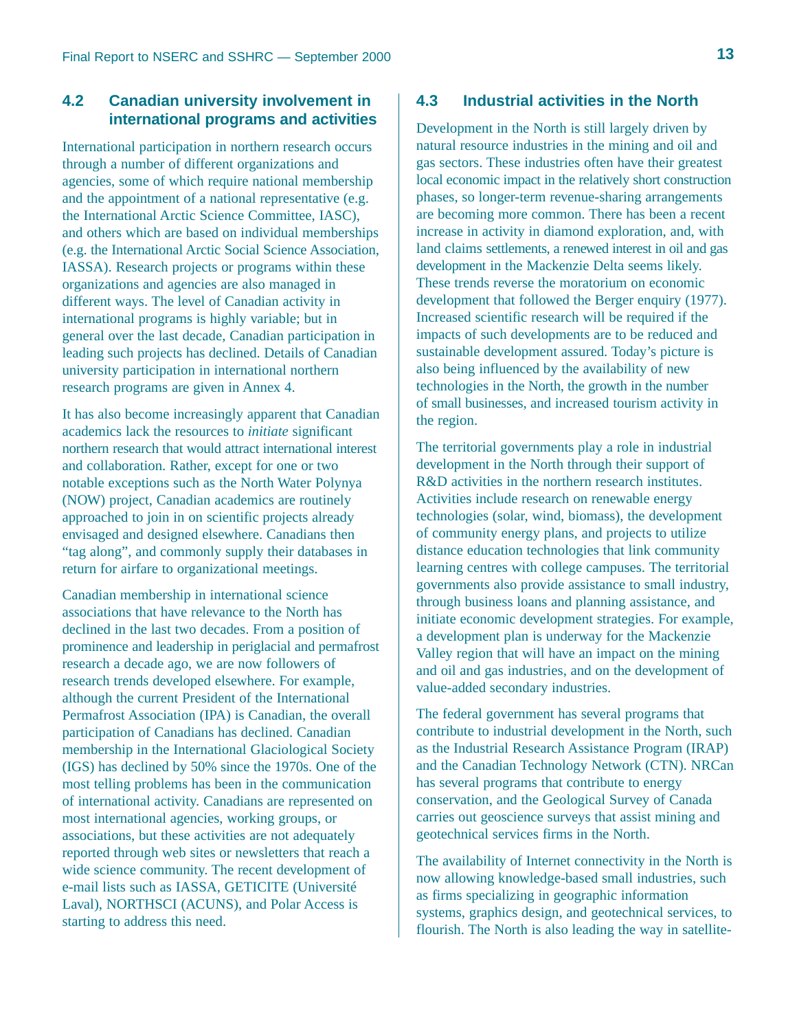## 4.2 Canadian university involvement in international programs and activities

International participation in northern research occurs through a number of different organizations and agencies, some of which require national membership and the appointment of a national representative (e.g. the International Arctic Science Committee, IASC), and others which are based on individual memberships (e.g. the International Arctic Social Science Association, IASSA). Research projects or programs within these organizations and agencies are also managed in different ways. The level of Canadian activity in international programs is highly variable; but in general over the last decade, Canadian participation in leading such projects has declined. Details of Canadian university participation in international northern research programs are given in Annex 4.

It has also become increasingly apparent that Canadian academics lack the resources to *initiate* significant northern research that would attract international interest and collaboration. Rather, except for one or two notable exceptions such as the North Water Polynya (NOW) project, Canadian academics are routinely approached to join in on scientific projects already envisaged and designed elsewhere. Canadians then "tag along", and commonly supply their databases in return for airfare to organizational meetings.

Canadian membership in international science associations that have relevance to the North has declined in the last two decades. From a position of prominence and leadership in periglacial and permafrost research a decade ago, we are now followers of research trends developed elsewhere. For example, although the current President of the International Permafrost Association (IPA) is Canadian, the overall participation of Canadians has declined. Canadian membership in the International Glaciological Society (IGS) has declined by 50% since the 1970s. One of the most telling problems has been in the communication of international activity. Canadians are represented on most international agencies, working groups, or associations, but these activities are not adequately reported through web sites or newsletters that reach a wide science community. The recent development of e-mail lists such as IASSA, GETICITE (Université Laval), NORTHSCI (ACUNS), and Polar Access is starting to address this need.

## 4.3 Industrial activities in the North

Development in the North is still largely driven by natural resource industries in the mining and oil and gas sectors. These industries often have their greatest local economic impact in the relatively short construction phases, so longer-term revenue-sharing arrangements are becoming more common. There has been a recent increase in activity in diamond exploration, and, with land claims settlements, a renewed interest in oil and gas development in the Mackenzie Delta seems likely. These trends reverse the moratorium on economic development that followed the Berger enquiry (1977). Increased scientific research will be required if the impacts of such developments are to be reduced and sustainable development assured. Today's picture is also being influenced by the availability of new technologies in the North, the growth in the number of small businesses, and increased tourism activity in the region.

The territorial governments play a role in industrial development in the North through their support of R&D activities in the northern research institutes. Activities include research on renewable energy technologies (solar, wind, biomass), the development of community energy plans, and projects to utilize distance education technologies that link community learning centres with college campuses. The territorial governments also provide assistance to small industry, through business loans and planning assistance, and initiate economic development strategies. For example, a development plan is underway for the Mackenzie Valley region that will have an impact on the mining and oil and gas industries, and on the development of value-added secondary industries.

The federal government has several programs that contribute to industrial development in the North, such as the Industrial Research Assistance Program (IRAP) and the Canadian Technology Network (CTN). NRCan has several programs that contribute to energy conservation, and the Geological Survey of Canada carries out geoscience surveys that assist mining and geotechnical services firms in the North.

The availability of Internet connectivity in the North is now allowing knowledge-based small industries, such as firms specializing in geographic information systems, graphics design, and geotechnical services, to flourish. The North is also leading the way in satellite-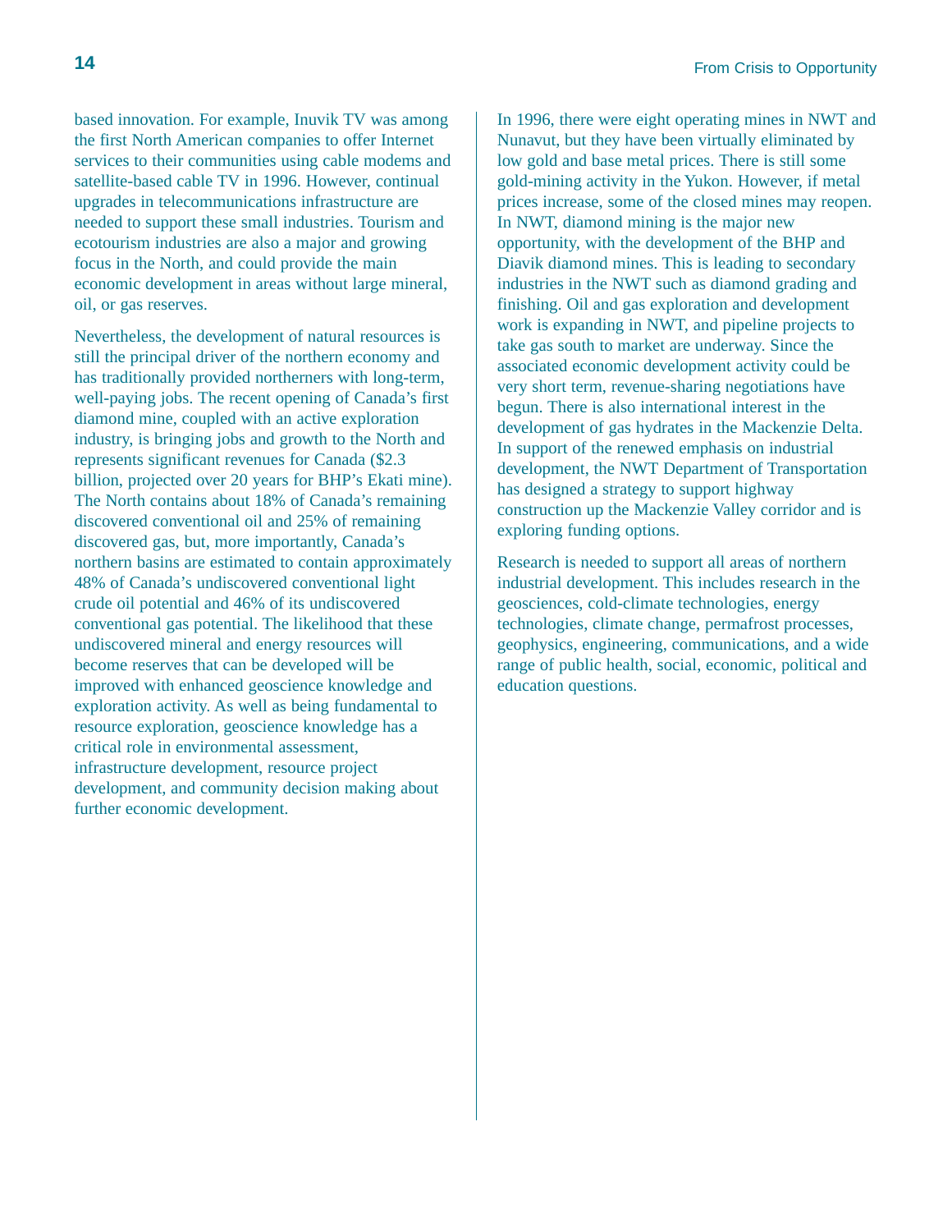based innovation. For example, Inuvik TV was among the first North American companies to offer Internet services to their communities using cable modems and satellite-based cable TV in 1996. However, continual upgrades in telecommunications infrastructure are needed to support these small industries. Tourism and ecotourism industries are also a major and growing focus in the North, and could provide the main economic development in areas without large mineral, oil, or gas reserves.

Nevertheless, the development of natural resources is still the principal driver of the northern economy and has traditionally provided northerners with long-term, well-paying jobs. The recent opening of Canada's first diamond mine, coupled with an active exploration industry, is bringing jobs and growth to the North and represents significant revenues for Canada ($2.3 billion, projected over 20 years for BHP's Ekati mine). The North contains about 18% of Canada's remaining discovered conventional oil and 25% of remaining discovered gas, but, more importantly, Canada's northern basins are estimated to contain approximately 48% of Canada's undiscovered conventional light crude oil potential and 46% of its undiscovered conventional gas potential. The likelihood that these undiscovered mineral and energy resources will become reserves that can be developed will be improved with enhanced geoscience knowledge and exploration activity. As well as being fundamental to resource exploration, geoscience knowledge has a critical role in environmental assessment, infrastructure development, resource project development, and community decision making about further economic development.

In 1996, there were eight operating mines in NWT and Nunavut, but they have been virtually eliminated by low gold and base metal prices. There is still some gold-mining activity in the Yukon. However, if metal prices increase, some of the closed mines may reopen. In NWT, diamond mining is the major new opportunity, with the development of the BHP and Diavik diamond mines. This is leading to secondary industries in the NWT such as diamond grading and finishing. Oil and gas exploration and development work is expanding in NWT, and pipeline projects to take gas south to market are underway. Since the associated economic development activity could be very short term, revenue-sharing negotiations have begun. There is also international interest in the development of gas hydrates in the Mackenzie Delta. In support of the renewed emphasis on industrial development, the NWT Department of Transportation has designed a strategy to support highway construction up the Mackenzie Valley corridor and is exploring funding options.

Research is needed to support all areas of northern industrial development. This includes research in the geosciences, cold-climate technologies, energy technologies, climate change, permafrost processes, geophysics, engineering, communications, and a wide range of public health, social, economic, political and education questions.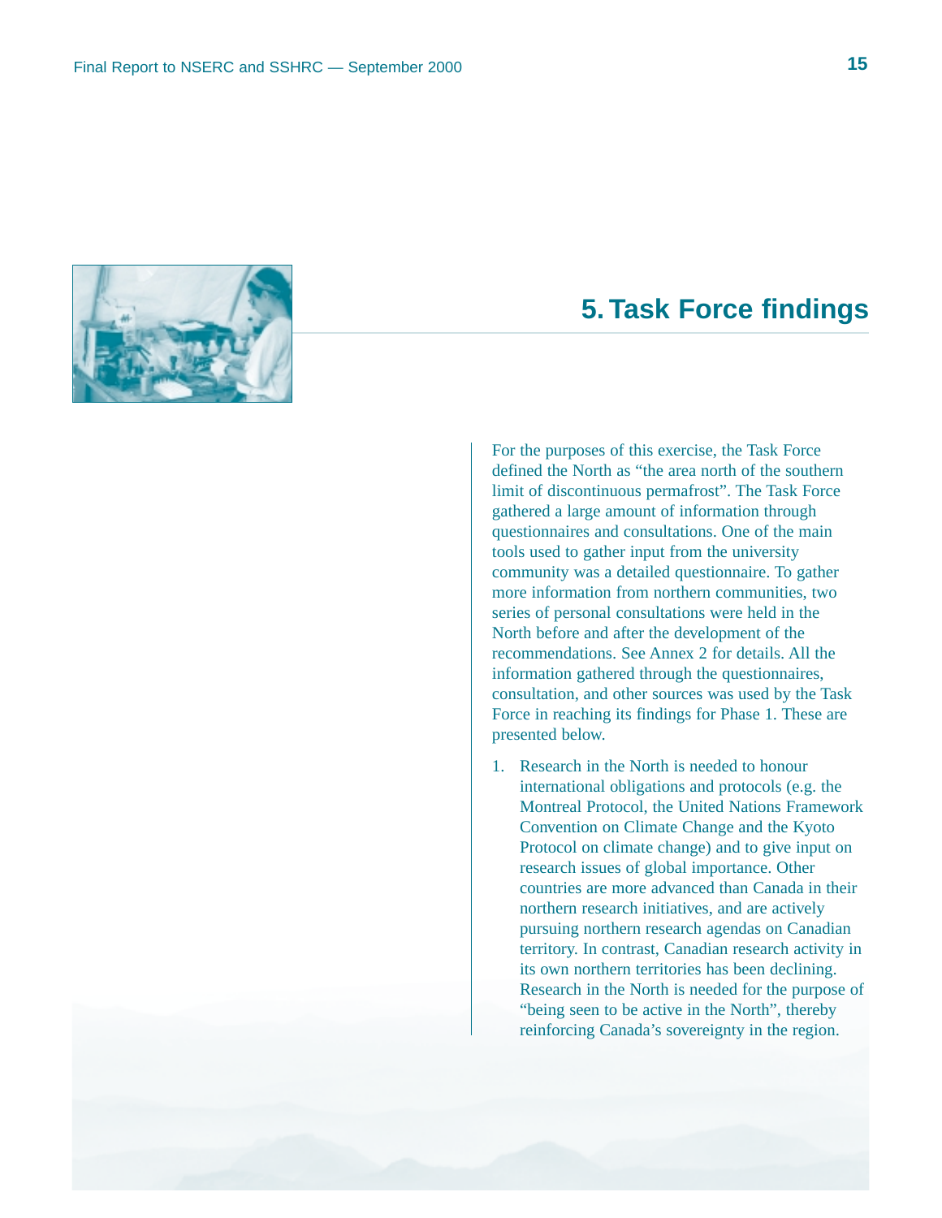# 5. Task Force findings

For the purposes of this exercise, the Task Force defined the North as "the area north of the southern limit of discontinuous permafrost". The Task Force gathered a large amount of information through questionnaires and consultations. One of the main tools used to gather input from the university community was a detailed questionnaire. To gather more information from northern communities, two series of personal consultations were held in the North before and after the development of the recommendations. See Annex 2 for details. All the information gathered through the questionnaires, consultation, and other sources was used by the Task Force in reaching its findings for Phase 1. These are presented below.

1. Research in the North is needed to honour international obligations and protocols (e.g. the Montreal Protocol, the United Nations Framework Convention on Climate Change and the Kyoto Protocol on climate change) and to give input on research issues of global importance. Other countries are more advanced than Canada in their northern research initiatives, and are actively pursuing northern research agendas on Canadian territory. In contrast, Canadian research activity in its own northern territories has been declining. Research in the North is needed for the purpose of "being seen to be active in the North", thereby reinforcing Canada's sovereignty in the region.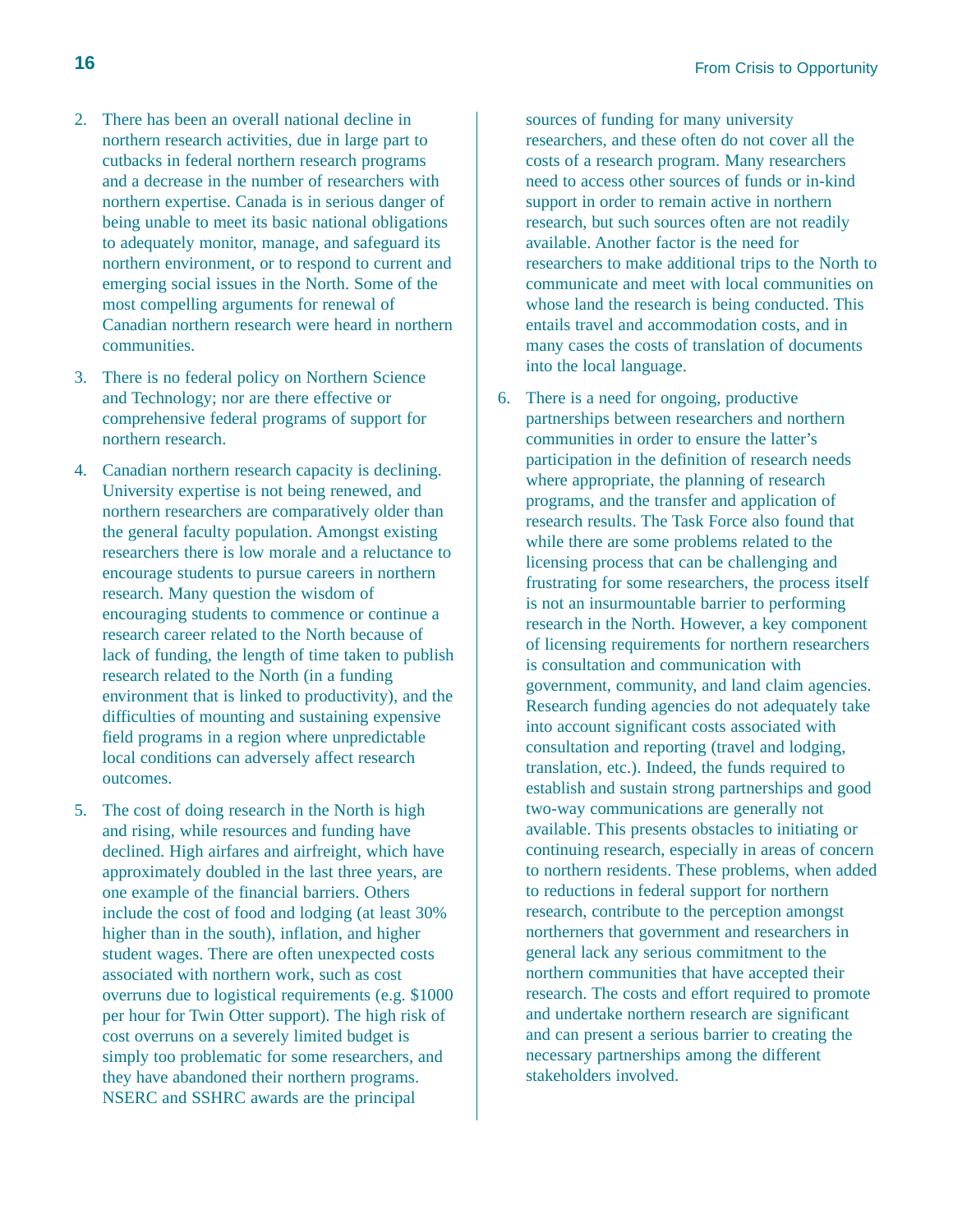2. There has been an overall national decline in northern research activities, due in large part to cutbacks in federal northern research programs and a decrease in the number of researchers with northern expertise. Canada is in serious danger of being unable to meet its basic national obligations to adequately monitor, manage, and safeguard its northern environment, or to respond to current and emerging social issues in the North. Some of the most compelling arguments for renewal of Canadian northern research were heard in northern communities.

3. There is no federal policy on Northern Science and Technology; nor are there effective or comprehensive federal programs of support for northern research.

4. Canadian northern research capacity is declining. University expertise is not being renewed, and northern researchers are comparatively older than the general faculty population. Amongst existing researchers there is low morale and a reluctance to encourage students to pursue careers in northern research. Many question the wisdom of encouraging students to commence or continue a research career related to the North because of lack of funding, the length of time taken to publish research related to the North (in a funding environment that is linked to productivity), and the difficulties of mounting and sustaining expensive field programs in a region where unpredictable local conditions can adversely affect research outcomes.

5. The cost of doing research in the North is high and rising, while resources and funding have declined. High airfares and airfreight, which have approximately doubled in the last three years, are one example of the financial barriers. Others include the cost of food and lodging (at least 30% higher than in the south), inflation, and higher student wages. There are often unexpected costs associated with northern work, such as cost overruns due to logistical requirements (e.g. $1000 per hour for Twin Otter support). The high risk of cost overruns on a severely limited budget is simply too problematic for some researchers, and they have abandoned their northern programs. NSERC and SSHRC awards are the principal sources of funding for many university researchers, and these often do not cover all the costs of a research program. Many researchers need to access other sources of funds or in-kind support in order to remain active in northern research, but such sources often are not readily available. Another factor is the need for researchers to make additional trips to the North to communicate and meet with local communities on whose land the research is being conducted. This entails travel and accommodation costs, and in many cases the costs of translation of documents into the local language.

6. There is a need for ongoing, productive partnerships between researchers and northern communities in order to ensure the latter's participation in the definition of research needs where appropriate, the planning of research programs, and the transfer and application of research results. The Task Force also found that while there are some problems related to the licensing process that can be challenging and frustrating for some researchers, the process itself is not an insurmountable barrier to performing research in the North. However, a key component of licensing requirements for northern researchers is consultation and communication with government, community, and land claim agencies. Research funding agencies do not adequately take into account significant costs associated with consultation and reporting (travel and lodging, translation, etc.). Indeed, the funds required to establish and sustain strong partnerships and good two-way communications are generally not available. This presents obstacles to initiating or continuing research, especially in areas of concern to northern residents. These problems, when added to reductions in federal support for northern research, contribute to the perception amongst northerners that government and researchers in general lack any serious commitment to the northern communities that have accepted their research. The costs and effort required to promote and undertake northern research are significant and can present a serious barrier to creating the necessary partnerships among the different stakeholders involved.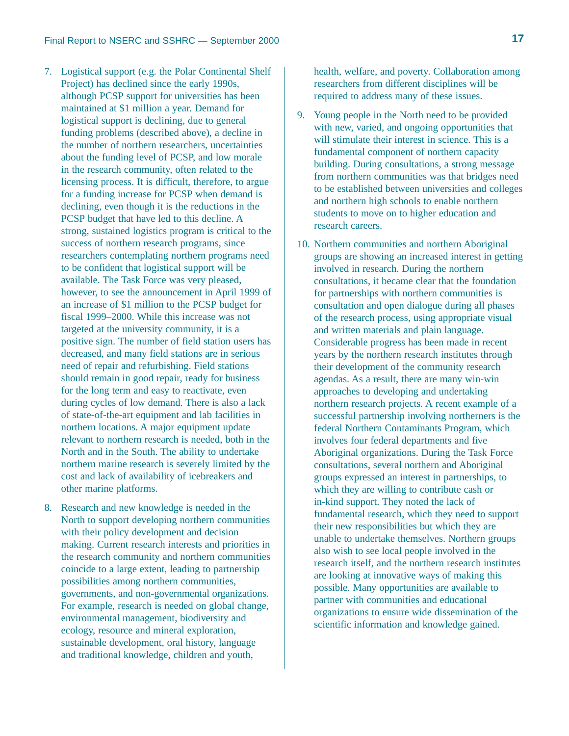7. Logistical support (e.g. the Polar Continental Shelf Project) has declined since the early 1990s, although PCSP support for universities has been maintained at $1 million a year. Demand for logistical support is declining, due to general funding problems (described above), a decline in the number of northern researchers, uncertainties about the funding level of PCSP, and low morale in the research community, often related to the licensing process. It is difficult, therefore, to argue for a funding increase for PCSP when demand is declining, even though it is the reductions in the PCSP budget that have led to this decline. A strong, sustained logistics program is critical to the success of northern research programs, since researchers contemplating northern programs need to be confident that logistical support will be available. The Task Force was very pleased, however, to see the announcement in April 1999 of an increase of $1 million to the PCSP budget for fiscal 1999–2000. While this increase was not targeted at the university community, it is a positive sign. The number of field station users has decreased, and many field stations are in serious need of repair and refurbishing. Field stations should remain in good repair, ready for business for the long term and easy to reactivate, even during cycles of low demand. There is also a lack of state-of-the-art equipment and lab facilities in northern locations. A major equipment update relevant to northern research is needed, both in the North and in the South. The ability to undertake northern marine research is severely limited by the cost and lack of availability of icebreakers and other marine platforms.

8. Research and new knowledge is needed in the North to support developing northern communities with their policy development and decision making. Current research interests and priorities in the research community and northern communities coincide to a large extent, leading to partnership possibilities among northern communities, governments, and non-governmental organizations. For example, research is needed on global change, environmental management, biodiversity and ecology, resource and mineral exploration, sustainable development, oral history, language and traditional knowledge, children and youth, health, welfare, and poverty. Collaboration among researchers from different disciplines will be required to address many of these issues.

9. Young people in the North need to be provided with new, varied, and ongoing opportunities that will stimulate their interest in science. This is a fundamental component of northern capacity building. During consultations, a strong message from northern communities was that bridges need to be established between universities and colleges and northern high schools to enable northern students to move on to higher education and research careers.

10. Northern communities and northern Aboriginal groups are showing an increased interest in getting involved in research. During the northern consultations, it became clear that the foundation for partnerships with northern communities is consultation and open dialogue during all phases of the research process, using appropriate visual and written materials and plain language. Considerable progress has been made in recent years by the northern research institutes through their development of the community research agendas. As a result, there are many win-win approaches to developing and undertaking northern research projects. A recent example of a successful partnership involving northerners is the federal Northern Contaminants Program, which involves four federal departments and five Aboriginal organizations. During the Task Force consultations, several northern and Aboriginal groups expressed an interest in partnerships, to which they are willing to contribute cash or in-kind support. They noted the lack of fundamental research, which they need to support their new responsibilities but which they are unable to undertake themselves. Northern groups also wish to see local people involved in the research itself, and the northern research institutes are looking at innovative ways of making this possible. Many opportunities are available to partner with communities and educational organizations to ensure wide dissemination of the scientific information and knowledge gained.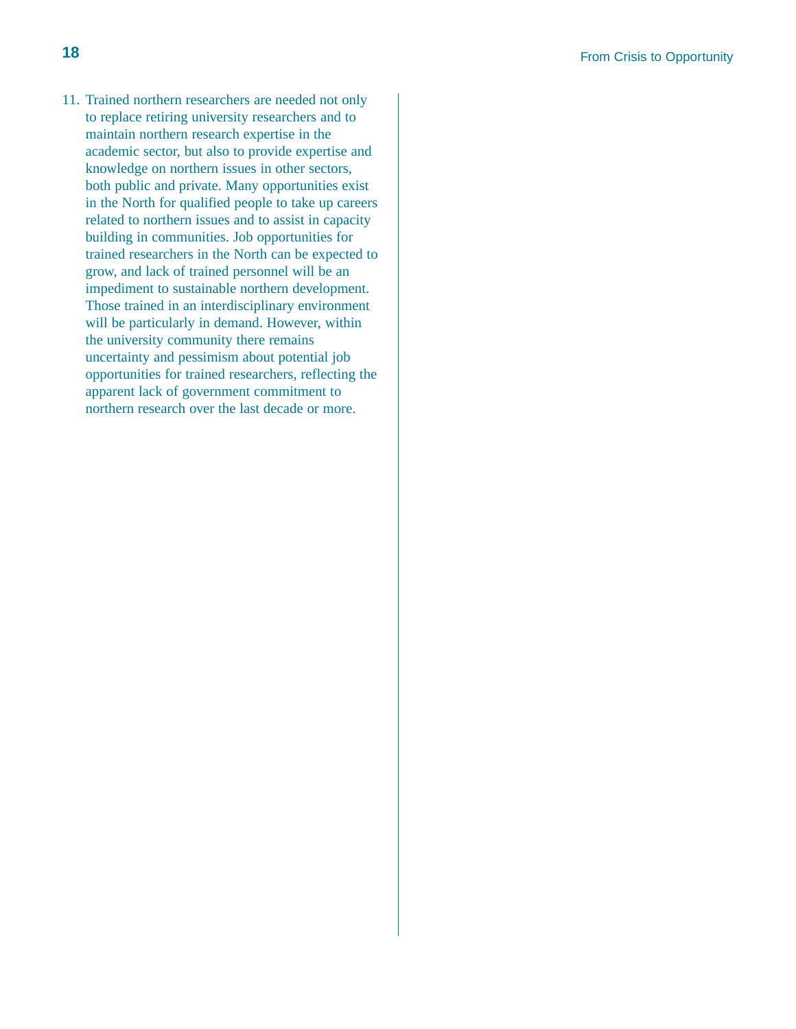11. Trained northern researchers are needed not only to replace retiring university researchers and to maintain northern research expertise in the academic sector, but also to provide expertise and knowledge on northern issues in other sectors, both public and private. Many opportunities exist in the North for qualified people to take up careers related to northern issues and to assist in capacity building in communities. Job opportunities for trained researchers in the North can be expected to grow, and lack of trained personnel will be an impediment to sustainable northern development. Those trained in an interdisciplinary environment will be particularly in demand. However, within the university community there remains uncertainty and pessimism about potential job opportunities for trained researchers, reflecting the apparent lack of government commitment to northern research over the last decade or more.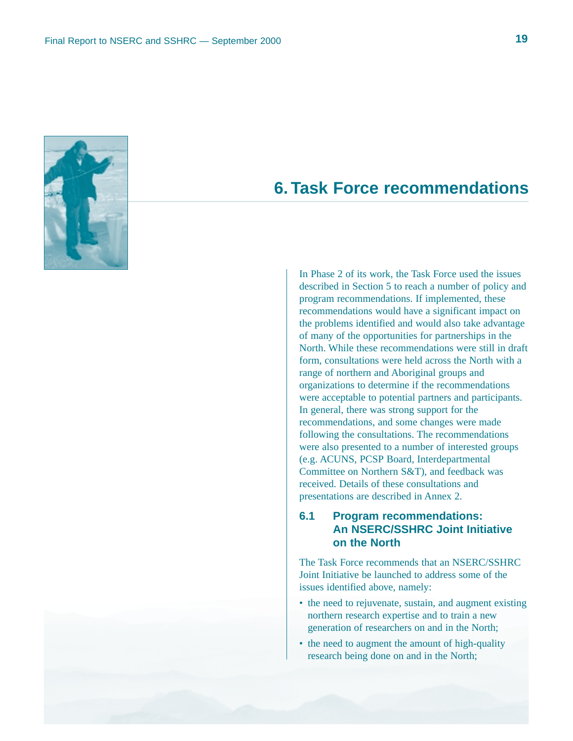# 6. Task Force recommendations

In Phase 2 of its work, the Task Force used the issues described in Section 5 to reach a number of policy and program recommendations. If implemented, these recommendations would have a significant impact on the problems identified and would also take advantage of many of the opportunities for partnerships in the North. While these recommendations were still in draft form, consultations were held across the North with a range of northern and Aboriginal groups and organizations to determine if the recommendations were acceptable to potential partners and participants. In general, there was strong support for the recommendations, and some changes were made following the consultations. The recommendations were also presented to a number of interested groups (e.g. ACUNS, PCSP Board, Interdepartmental Committee on Northern S&T), and feedback was received. Details of these consultations and presentations are described in Annex 2.

## 6.1 Program recommendations: An NSERC/SSHRC Joint Initiative on the North

The Task Force recommends that an NSERC/SSHRC Joint Initiative be launched to address some of the issues identified above, namely:

- the need to rejuvenate, sustain, and augment existing northern research expertise and to train a new generation of researchers on and in the North;
- the need to augment the amount of high-quality research being done on and in the North;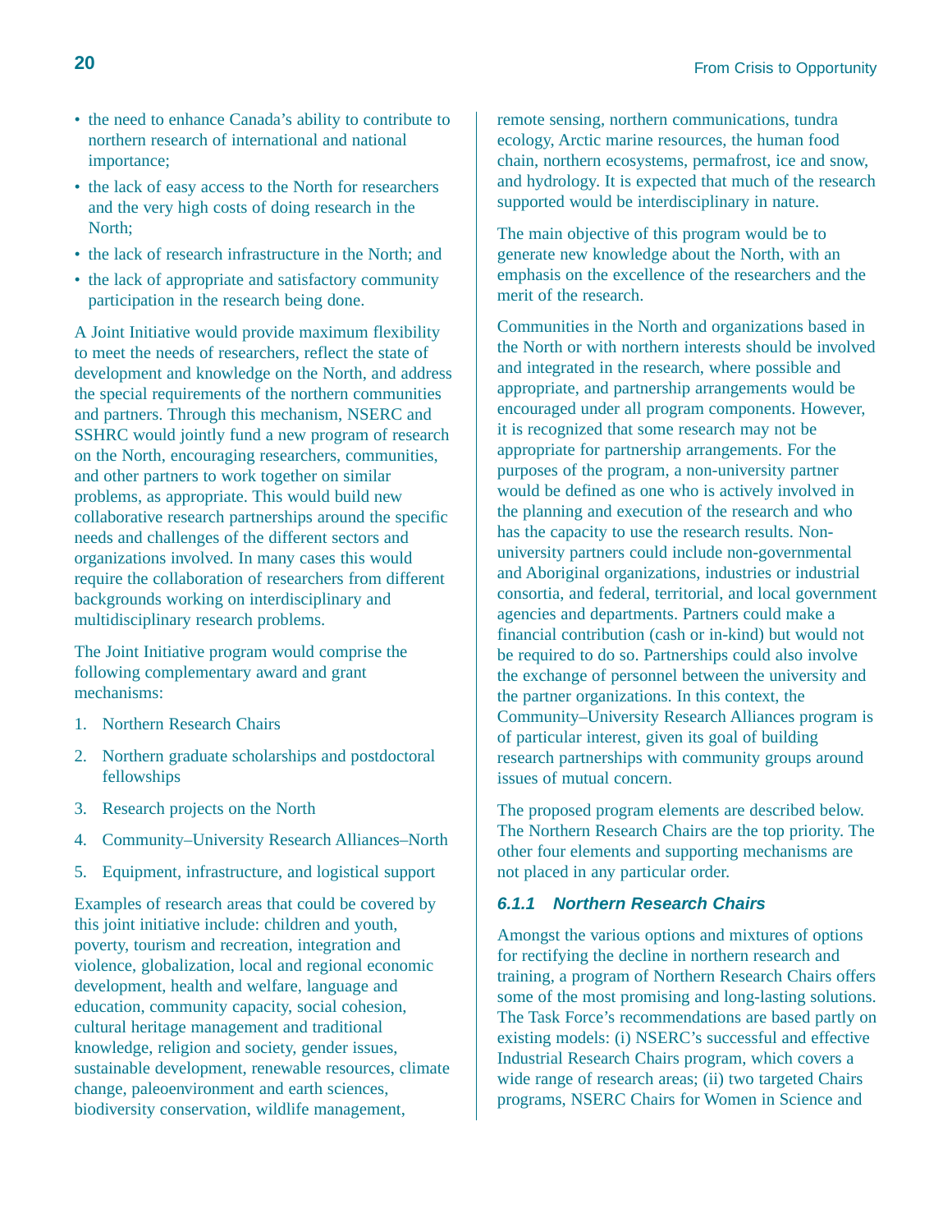- the need to enhance Canada's ability to contribute to northern research of international and national importance;
- the lack of easy access to the North for researchers and the very high costs of doing research in the North;
- the lack of research infrastructure in the North; and
- the lack of appropriate and satisfactory community participation in the research being done.

A Joint Initiative would provide maximum flexibility to meet the needs of researchers, reflect the state of development and knowledge on the North, and address the special requirements of the northern communities and partners. Through this mechanism, NSERC and SSHRC would jointly fund a new program of research on the North, encouraging researchers, communities, and other partners to work together on similar problems, as appropriate. This would build new collaborative research partnerships around the specific needs and challenges of the different sectors and organizations involved. In many cases this would require the collaboration of researchers from different backgrounds working on interdisciplinary and multidisciplinary research problems.

The Joint Initiative program would comprise the following complementary award and grant mechanisms:

1. Northern Research Chairs
2. Northern graduate scholarships and postdoctoral fellowships
3. Research projects on the North
4. Community–University Research Alliances–North
5. Equipment, infrastructure, and logistical support

Examples of research areas that could be covered by this joint initiative include: children and youth, poverty, tourism and recreation, integration and violence, globalization, local and regional economic development, health and welfare, language and education, community capacity, social cohesion, cultural heritage management and traditional knowledge, religion and society, gender issues, sustainable development, renewable resources, climate change, paleoenvironment and earth sciences, biodiversity conservation, wildlife management, remote sensing, northern communications, tundra ecology, Arctic marine resources, the human food chain, northern ecosystems, permafrost, ice and snow, and hydrology. It is expected that much of the research supported would be interdisciplinary in nature.

The main objective of this program would be to generate new knowledge about the North, with an emphasis on the excellence of the researchers and the merit of the research.

Communities in the North and organizations based in the North or with northern interests should be involved and integrated in the research, where possible and appropriate, and partnership arrangements would be encouraged under all program components. However, it is recognized that some research may not be appropriate for partnership arrangements. For the purposes of the program, a non-university partner would be defined as one who is actively involved in the planning and execution of the research and who has the capacity to use the research results. Non-university partners could include non-governmental and Aboriginal organizations, industries or industrial consortia, and federal, territorial, and local government agencies and departments. Partners could make a financial contribution (cash or in-kind) but would not be required to do so. Partnerships could also involve the exchange of personnel between the university and the partner organizations. In this context, the Community–University Research Alliances program is of particular interest, given its goal of building research partnerships with community groups around issues of mutual concern.

The proposed program elements are described below. The Northern Research Chairs are the top priority. The other four elements and supporting mechanisms are not placed in any particular order.

### *6.1.1 Northern Research Chairs*

Amongst the various options and mixtures of options for rectifying the decline in northern research and training, a program of Northern Research Chairs offers some of the most promising and long-lasting solutions. The Task Force's recommendations are based partly on existing models: (i) NSERC's successful and effective Industrial Research Chairs program, which covers a wide range of research areas; (ii) two targeted Chairs programs, NSERC Chairs for Women in Science and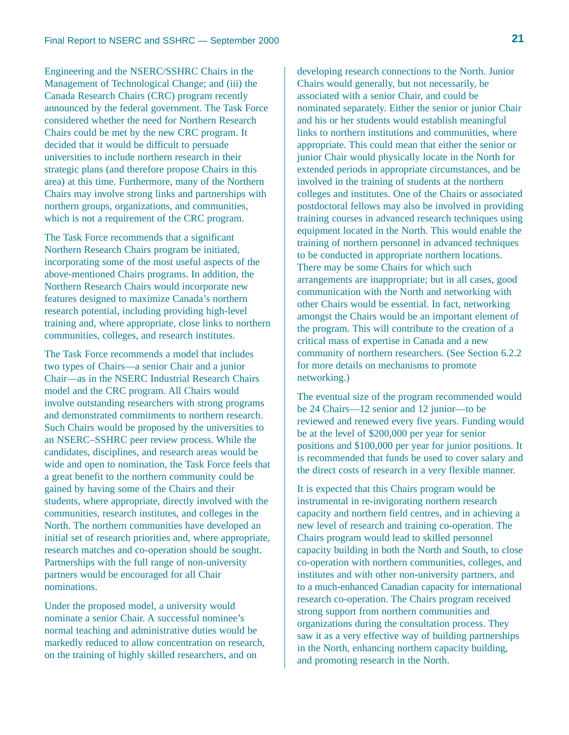Engineering and the NSERC/SSHRC Chairs in the Management of Technological Change; and (iii) the Canada Research Chairs (CRC) program recently announced by the federal government. The Task Force considered whether the need for Northern Research Chairs could be met by the new CRC program. It decided that it would be difficult to persuade universities to include northern research in their strategic plans (and therefore propose Chairs in this area) at this time. Furthermore, many of the Northern Chairs may involve strong links and partnerships with northern groups, organizations, and communities, which is not a requirement of the CRC program.

The Task Force recommends that a significant Northern Research Chairs program be initiated, incorporating some of the most useful aspects of the above-mentioned Chairs programs. In addition, the Northern Research Chairs would incorporate new features designed to maximize Canada's northern research potential, including providing high-level training and, where appropriate, close links to northern communities, colleges, and research institutes.

The Task Force recommends a model that includes two types of Chairs—a senior Chair and a junior Chair—as in the NSERC Industrial Research Chairs model and the CRC program. All Chairs would involve outstanding researchers with strong programs and demonstrated commitments to northern research. Such Chairs would be proposed by the universities to an NSERC–SSHRC peer review process. While the candidates, disciplines, and research areas would be wide and open to nomination, the Task Force feels that a great benefit to the northern community could be gained by having some of the Chairs and their students, where appropriate, directly involved with the communities, research institutes, and colleges in the North. The northern communities have developed an initial set of research priorities and, where appropriate, research matches and co-operation should be sought. Partnerships with the full range of non-university partners would be encouraged for all Chair nominations.

Under the proposed model, a university would nominate a senior Chair. A successful nominee's normal teaching and administrative duties would be markedly reduced to allow concentration on research, on the training of highly skilled researchers, and on developing research connections to the North. Junior Chairs would generally, but not necessarily, be associated with a senior Chair, and could be nominated separately. Either the senior or junior Chair and his or her students would establish meaningful links to northern institutions and communities, where appropriate. This could mean that either the senior or junior Chair would physically locate in the North for extended periods in appropriate circumstances, and be involved in the training of students at the northern colleges and institutes. One of the Chairs or associated postdoctoral fellows may also be involved in providing training courses in advanced research techniques using equipment located in the North. This would enable the training of northern personnel in advanced techniques to be conducted in appropriate northern locations. There may be some Chairs for which such arrangements are inappropriate; but in all cases, good communication with the North and networking with other Chairs would be essential. In fact, networking amongst the Chairs would be an important element of the program. This will contribute to the creation of a critical mass of expertise in Canada and a new community of northern researchers. (See Section 6.2.2 for more details on mechanisms to promote networking.)

The eventual size of the program recommended would be 24 Chairs—12 senior and 12 junior—to be reviewed and renewed every five years. Funding would be at the level of $200,000 per year for senior positions and $100,000 per year for junior positions. It is recommended that funds be used to cover salary and the direct costs of research in a very flexible manner.

It is expected that this Chairs program would be instrumental in re-invigorating northern research capacity and northern field centres, and in achieving a new level of research and training co-operation. The Chairs program would lead to skilled personnel capacity building in both the North and South, to close co-operation with northern communities, colleges, and institutes and with other non-university partners, and to a much-enhanced Canadian capacity for international research co-operation. The Chairs program received strong support from northern communities and organizations during the consultation process. They saw it as a very effective way of building partnerships in the North, enhancing northern capacity building, and promoting research in the North.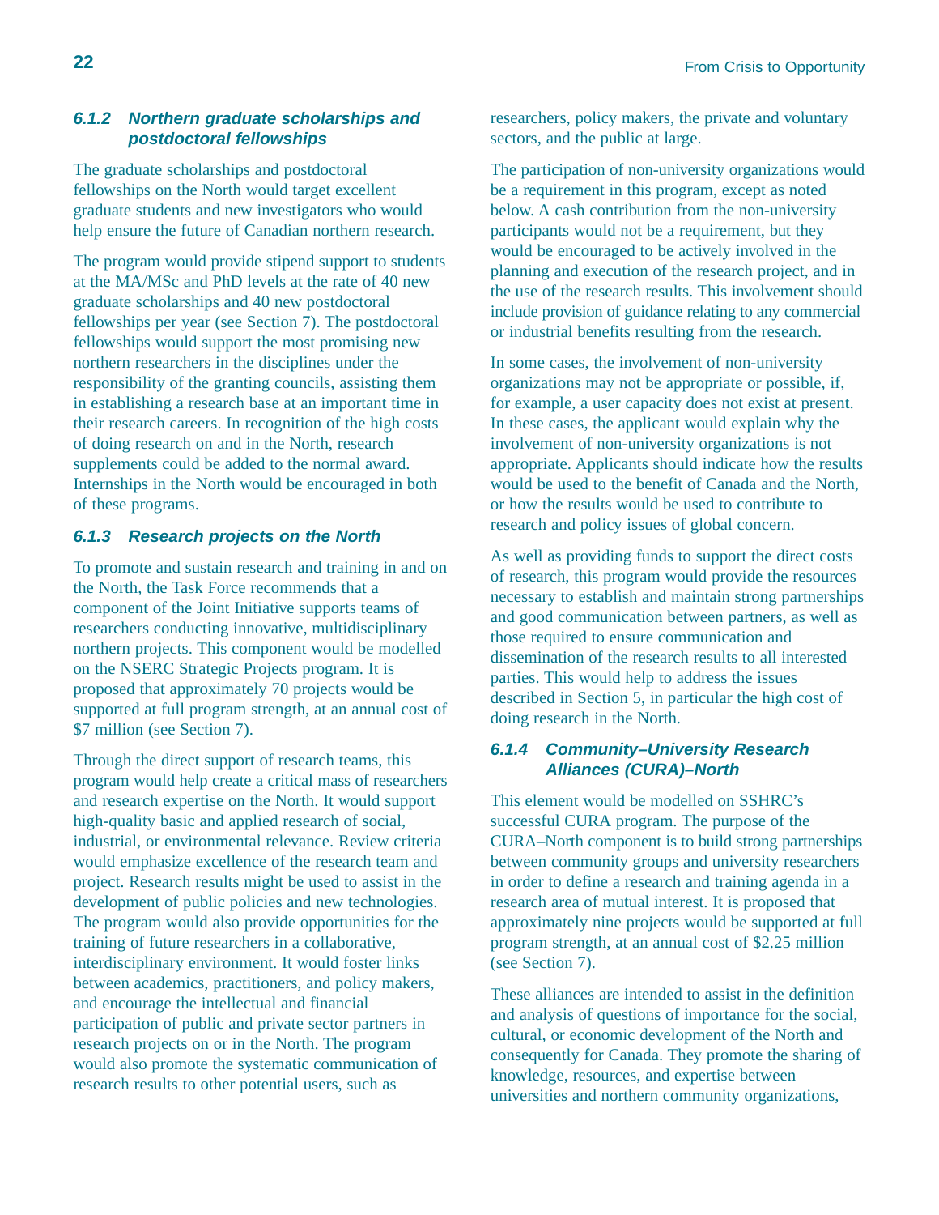### *6.1.2 Northern graduate scholarships and postdoctoral fellowships*

The graduate scholarships and postdoctoral fellowships on the North would target excellent graduate students and new investigators who would help ensure the future of Canadian northern research.

The program would provide stipend support to students at the MA/MSc and PhD levels at the rate of 40 new graduate scholarships and 40 new postdoctoral fellowships per year (see Section 7). The postdoctoral fellowships would support the most promising new northern researchers in the disciplines under the responsibility of the granting councils, assisting them in establishing a research base at an important time in their research careers. In recognition of the high costs of doing research on and in the North, research supplements could be added to the normal award. Internships in the North would be encouraged in both of these programs.

### *6.1.3 Research projects on the North*

To promote and sustain research and training in and on the North, the Task Force recommends that a component of the Joint Initiative supports teams of researchers conducting innovative, multidisciplinary northern projects. This component would be modelled on the NSERC Strategic Projects program. It is proposed that approximately 70 projects would be supported at full program strength, at an annual cost of $7 million (see Section 7).

Through the direct support of research teams, this program would help create a critical mass of researchers and research expertise on the North. It would support high-quality basic and applied research of social, industrial, or environmental relevance. Review criteria would emphasize excellence of the research team and project. Research results might be used to assist in the development of public policies and new technologies. The program would also provide opportunities for the training of future researchers in a collaborative, interdisciplinary environment. It would foster links between academics, practitioners, and policy makers, and encourage the intellectual and financial participation of public and private sector partners in research projects on or in the North. The program would also promote the systematic communication of research results to other potential users, such as researchers, policy makers, the private and voluntary sectors, and the public at large.

The participation of non-university organizations would be a requirement in this program, except as noted below. A cash contribution from the non-university participants would not be a requirement, but they would be encouraged to be actively involved in the planning and execution of the research project, and in the use of the research results. This involvement should include provision of guidance relating to any commercial or industrial benefits resulting from the research.

In some cases, the involvement of non-university organizations may not be appropriate or possible, if, for example, a user capacity does not exist at present. In these cases, the applicant would explain why the involvement of non-university organizations is not appropriate. Applicants should indicate how the results would be used to the benefit of Canada and the North, or how the results would be used to contribute to research and policy issues of global concern.

As well as providing funds to support the direct costs of research, this program would provide the resources necessary to establish and maintain strong partnerships and good communication between partners, as well as those required to ensure communication and dissemination of the research results to all interested parties. This would help to address the issues described in Section 5, in particular the high cost of doing research in the North.

### *6.1.4 Community–University Research Alliances (CURA)–North*

This element would be modelled on SSHRC's successful CURA program. The purpose of the CURA–North component is to build strong partnerships between community groups and university researchers in order to define a research and training agenda in a research area of mutual interest. It is proposed that approximately nine projects would be supported at full program strength, at an annual cost of $2.25 million (see Section 7).

These alliances are intended to assist in the definition and analysis of questions of importance for the social, cultural, or economic development of the North and consequently for Canada. They promote the sharing of knowledge, resources, and expertise between universities and northern community organizations,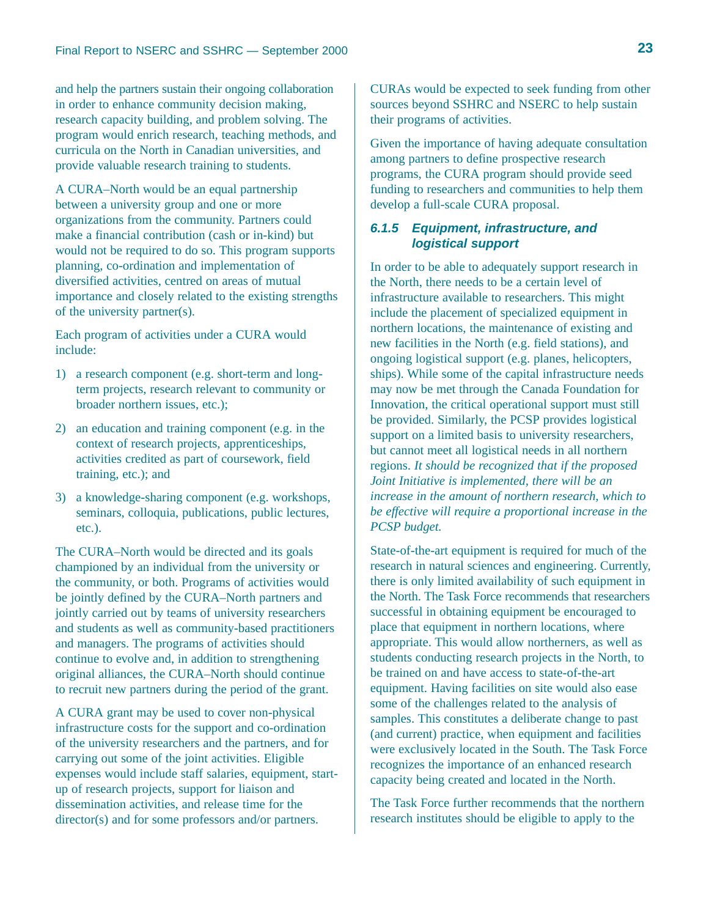and help the partners sustain their ongoing collaboration in order to enhance community decision making, research capacity building, and problem solving. The program would enrich research, teaching methods, and curricula on the North in Canadian universities, and provide valuable research training to students.

A CURA–North would be an equal partnership between a university group and one or more organizations from the community. Partners could make a financial contribution (cash or in-kind) but would not be required to do so. This program supports planning, co-ordination and implementation of diversified activities, centred on areas of mutual importance and closely related to the existing strengths of the university partner(s).

Each program of activities under a CURA would include:

1) a research component (e.g. short-term and long-term projects, research relevant to community or broader northern issues, etc.);
2) an education and training component (e.g. in the context of research projects, apprenticeships, activities credited as part of coursework, field training, etc.); and
3) a knowledge-sharing component (e.g. workshops, seminars, colloquia, publications, public lectures, etc.).

The CURA–North would be directed and its goals championed by an individual from the university or the community, or both. Programs of activities would be jointly defined by the CURA–North partners and jointly carried out by teams of university researchers and students as well as community-based practitioners and managers. The programs of activities should continue to evolve and, in addition to strengthening original alliances, the CURA–North should continue to recruit new partners during the period of the grant.

A CURA grant may be used to cover non-physical infrastructure costs for the support and co-ordination of the university researchers and the partners, and for carrying out some of the joint activities. Eligible expenses would include staff salaries, equipment, start-up of research projects, support for liaison and dissemination activities, and release time for the director(s) and for some professors and/or partners. CURAs would be expected to seek funding from other sources beyond SSHRC and NSERC to help sustain their programs of activities.

Given the importance of having adequate consultation among partners to define prospective research programs, the CURA program should provide seed funding to researchers and communities to help them develop a full-scale CURA proposal.

#### 6.1.5 Equipment, infrastructure, and logistical support

In order to be able to adequately support research in the North, there needs to be a certain level of infrastructure available to researchers. This might include the placement of specialized equipment in northern locations, the maintenance of existing and new facilities in the North (e.g. field stations), and ongoing logistical support (e.g. planes, helicopters, ships). While some of the capital infrastructure needs may now be met through the Canada Foundation for Innovation, the critical operational support must still be provided. Similarly, the PCSP provides logistical support on a limited basis to university researchers, but cannot meet all logistical needs in all northern regions. *It should be recognized that if the proposed Joint Initiative is implemented, there will be an increase in the amount of northern research, which to be effective will require a proportional increase in the PCSP budget.*

State-of-the-art equipment is required for much of the research in natural sciences and engineering. Currently, there is only limited availability of such equipment in the North. The Task Force recommends that researchers successful in obtaining equipment be encouraged to place that equipment in northern locations, where appropriate. This would allow northerners, as well as students conducting research projects in the North, to be trained on and have access to state-of-the-art equipment. Having facilities on site would also ease some of the challenges related to the analysis of samples. This constitutes a deliberate change to past (and current) practice, when equipment and facilities were exclusively located in the South. The Task Force recognizes the importance of an enhanced research capacity being created and located in the North.

The Task Force further recommends that the northern research institutes should be eligible to apply to the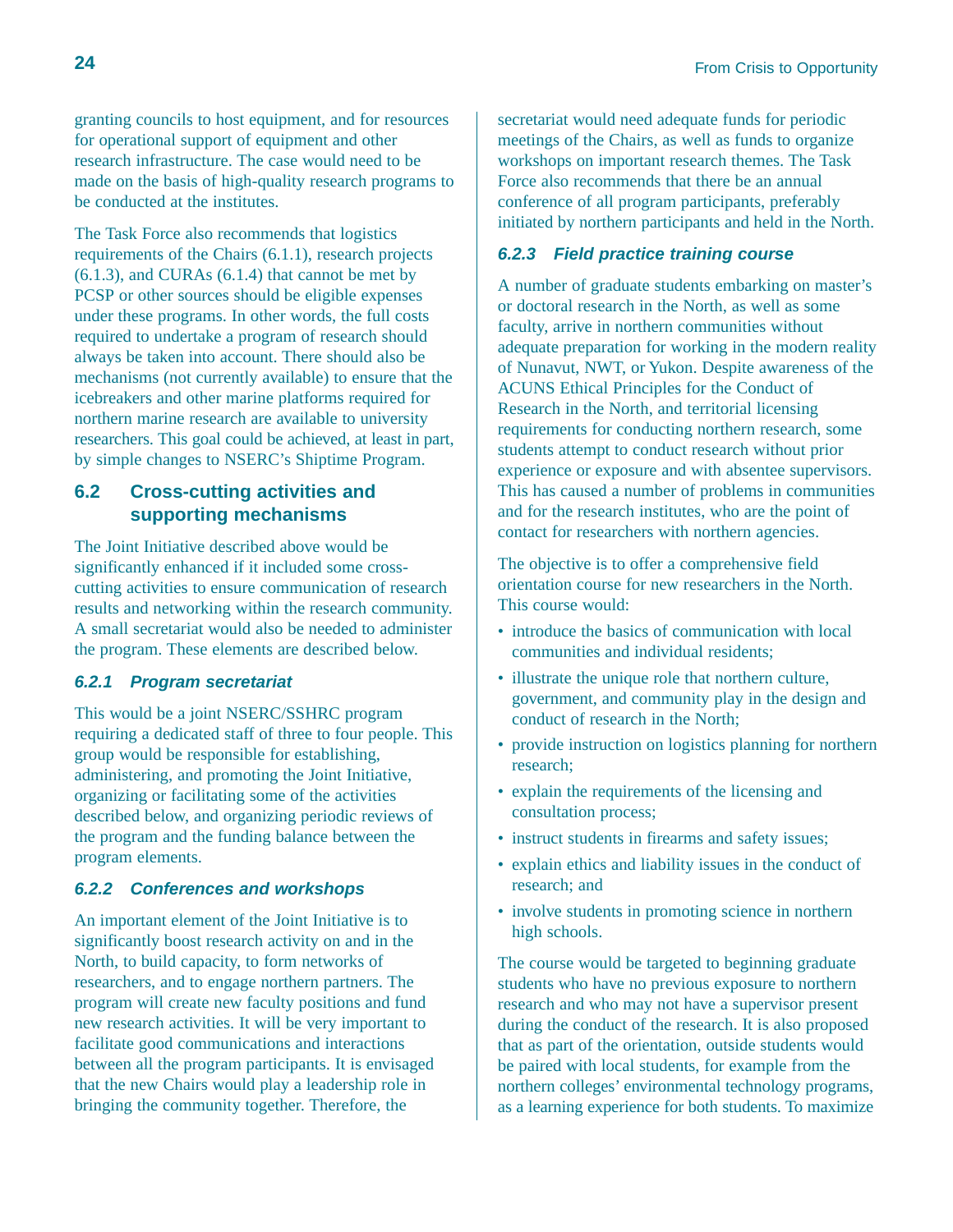granting councils to host equipment, and for resources for operational support of equipment and other research infrastructure. The case would need to be made on the basis of high-quality research programs to be conducted at the institutes.

The Task Force also recommends that logistics requirements of the Chairs (6.1.1), research projects (6.1.3), and CURAs (6.1.4) that cannot be met by PCSP or other sources should be eligible expenses under these programs. In other words, the full costs required to undertake a program of research should always be taken into account. There should also be mechanisms (not currently available) to ensure that the icebreakers and other marine platforms required for northern marine research are available to university researchers. This goal could be achieved, at least in part, by simple changes to NSERC's Shiptime Program.

## 6.2 Cross-cutting activities and supporting mechanisms

The Joint Initiative described above would be significantly enhanced if it included some cross-cutting activities to ensure communication of research results and networking within the research community. A small secretariat would also be needed to administer the program. These elements are described below.

### *6.2.1 Program secretariat*

This would be a joint NSERC/SSHRC program requiring a dedicated staff of three to four people. This group would be responsible for establishing, administering, and promoting the Joint Initiative, organizing or facilitating some of the activities described below, and organizing periodic reviews of the program and the funding balance between the program elements.

### *6.2.2 Conferences and workshops*

An important element of the Joint Initiative is to significantly boost research activity on and in the North, to build capacity, to form networks of researchers, and to engage northern partners. The program will create new faculty positions and fund new research activities. It will be very important to facilitate good communications and interactions between all the program participants. It is envisaged that the new Chairs would play a leadership role in bringing the community together. Therefore, the secretariat would need adequate funds for periodic meetings of the Chairs, as well as funds to organize workshops on important research themes. The Task Force also recommends that there be an annual conference of all program participants, preferably initiated by northern participants and held in the North.

### *6.2.3 Field practice training course*

A number of graduate students embarking on master's or doctoral research in the North, as well as some faculty, arrive in northern communities without adequate preparation for working in the modern reality of Nunavut, NWT, or Yukon. Despite awareness of the ACUNS Ethical Principles for the Conduct of Research in the North, and territorial licensing requirements for conducting northern research, some students attempt to conduct research without prior experience or exposure and with absentee supervisors. This has caused a number of problems in communities and for the research institutes, who are the point of contact for researchers with northern agencies.

The objective is to offer a comprehensive field orientation course for new researchers in the North. This course would:

- introduce the basics of communication with local communities and individual residents;
- illustrate the unique role that northern culture, government, and community play in the design and conduct of research in the North;
- provide instruction on logistics planning for northern research;
- explain the requirements of the licensing and consultation process;
- instruct students in firearms and safety issues;
- explain ethics and liability issues in the conduct of research; and
- involve students in promoting science in northern high schools.

The course would be targeted to beginning graduate students who have no previous exposure to northern research and who may not have a supervisor present during the conduct of the research. It is also proposed that as part of the orientation, outside students would be paired with local students, for example from the northern colleges' environmental technology programs, as a learning experience for both students. To maximize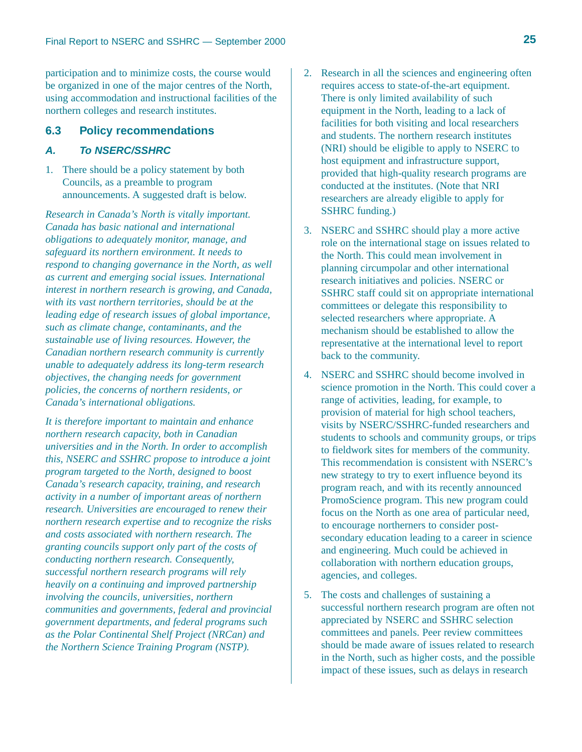participation and to minimize costs, the course would be organized in one of the major centres of the North, using accommodation and instructional facilities of the northern colleges and research institutes.

## 6.3 Policy recommendations

### A. To NSERC/SSHRC

1. There should be a policy statement by both Councils, as a preamble to program announcements. A suggested draft is below.

*Research in Canada's North is vitally important. Canada has basic national and international obligations to adequately monitor, manage, and safeguard its northern environment. It needs to respond to changing governance in the North, as well as current and emerging social issues. International interest in northern research is growing, and Canada, with its vast northern territories, should be at the leading edge of research issues of global importance, such as climate change, contaminants, and the sustainable use of living resources. However, the Canadian northern research community is currently unable to adequately address its long-term research objectives, the changing needs for government policies, the concerns of northern residents, or Canada's international obligations.*

*It is therefore important to maintain and enhance northern research capacity, both in Canadian universities and in the North. In order to accomplish this, NSERC and SSHRC propose to introduce a joint program targeted to the North, designed to boost Canada's research capacity, training, and research activity in a number of important areas of northern research. Universities are encouraged to renew their northern research expertise and to recognize the risks and costs associated with northern research. The granting councils support only part of the costs of conducting northern research. Consequently, successful northern research programs will rely heavily on a continuing and improved partnership involving the councils, universities, northern communities and governments, federal and provincial government departments, and federal programs such as the Polar Continental Shelf Project (NRCan) and the Northern Science Training Program (NSTP).*

2. Research in all the sciences and engineering often requires access to state-of-the-art equipment. There is only limited availability of such equipment in the North, leading to a lack of facilities for both visiting and local researchers and students. The northern research institutes (NRI) should be eligible to apply to NSERC to host equipment and infrastructure support, provided that high-quality research programs are conducted at the institutes. (Note that NRI researchers are already eligible to apply for SSHRC funding.)

3. NSERC and SSHRC should play a more active role on the international stage on issues related to the North. This could mean involvement in planning circumpolar and other international research initiatives and policies. NSERC or SSHRC staff could sit on appropriate international committees or delegate this responsibility to selected researchers where appropriate. A mechanism should be established to allow the representative at the international level to report back to the community.

4. NSERC and SSHRC should become involved in science promotion in the North. This could cover a range of activities, leading, for example, to provision of material for high school teachers, visits by NSERC/SSHRC-funded researchers and students to schools and community groups, or trips to fieldwork sites for members of the community. This recommendation is consistent with NSERC's new strategy to try to exert influence beyond its program reach, and with its recently announced PromoScience program. This new program could focus on the North as one area of particular need, to encourage northerners to consider post-secondary education leading to a career in science and engineering. Much could be achieved in collaboration with northern education groups, agencies, and colleges.

5. The costs and challenges of sustaining a successful northern research program are often not appreciated by NSERC and SSHRC selection committees and panels. Peer review committees should be made aware of issues related to research in the North, such as higher costs, and the possible impact of these issues, such as delays in research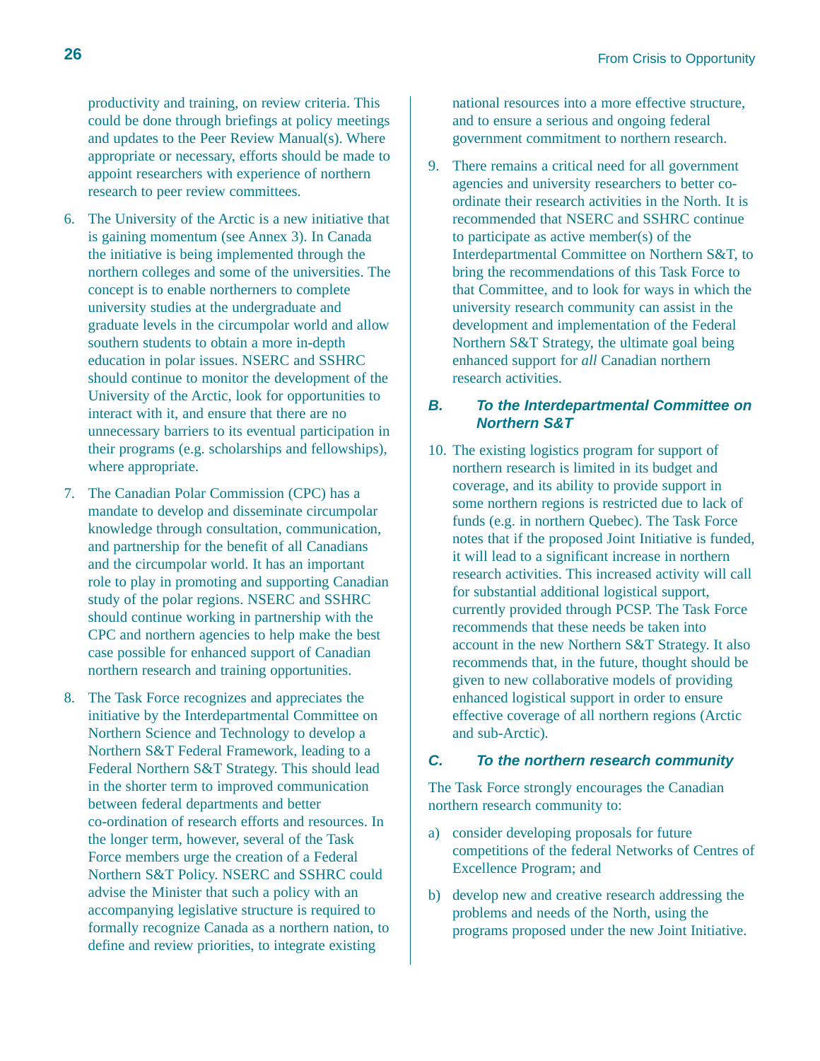productivity and training, on review criteria. This could be done through briefings at policy meetings and updates to the Peer Review Manual(s). Where appropriate or necessary, efforts should be made to appoint researchers with experience of northern research to peer review committees.

6. The University of the Arctic is a new initiative that is gaining momentum (see Annex 3). In Canada the initiative is being implemented through the northern colleges and some of the universities. The concept is to enable northerners to complete university studies at the undergraduate and graduate levels in the circumpolar world and allow southern students to obtain a more in-depth education in polar issues. NSERC and SSHRC should continue to monitor the development of the University of the Arctic, look for opportunities to interact with it, and ensure that there are no unnecessary barriers to its eventual participation in their programs (e.g. scholarships and fellowships), where appropriate.

7. The Canadian Polar Commission (CPC) has a mandate to develop and disseminate circumpolar knowledge through consultation, communication, and partnership for the benefit of all Canadians and the circumpolar world. It has an important role to play in promoting and supporting Canadian study of the polar regions. NSERC and SSHRC should continue working in partnership with the CPC and northern agencies to help make the best case possible for enhanced support of Canadian northern research and training opportunities.

8. The Task Force recognizes and appreciates the initiative by the Interdepartmental Committee on Northern Science and Technology to develop a Northern S&T Federal Framework, leading to a Federal Northern S&T Strategy. This should lead in the shorter term to improved communication between federal departments and better co-ordination of research efforts and resources. In the longer term, however, several of the Task Force members urge the creation of a Federal Northern S&T Policy. NSERC and SSHRC could advise the Minister that such a policy with an accompanying legislative structure is required to formally recognize Canada as a northern nation, to define and review priorities, to integrate existing national resources into a more effective structure, and to ensure a serious and ongoing federal government commitment to northern research.

9. There remains a critical need for all government agencies and university researchers to better co-ordinate their research activities in the North. It is recommended that NSERC and SSHRC continue to participate as active member(s) of the Interdepartmental Committee on Northern S&T, to bring the recommendations of this Task Force to that Committee, and to look for ways in which the university research community can assist in the development and implementation of the Federal Northern S&T Strategy, the ultimate goal being enhanced support for *all* Canadian northern research activities.

### B. To the Interdepartmental Committee on Northern S&T

10. The existing logistics program for support of northern research is limited in its budget and coverage, and its ability to provide support in some northern regions is restricted due to lack of funds (e.g. in northern Quebec). The Task Force notes that if the proposed Joint Initiative is funded, it will lead to a significant increase in northern research activities. This increased activity will call for substantial additional logistical support, currently provided through PCSP. The Task Force recommends that these needs be taken into account in the new Northern S&T Strategy. It also recommends that, in the future, thought should be given to new collaborative models of providing enhanced logistical support in order to ensure effective coverage of all northern regions (Arctic and sub-Arctic).

### C. To the northern research community

The Task Force strongly encourages the Canadian northern research community to:

a) consider developing proposals for future competitions of the federal Networks of Centres of Excellence Program; and

b) develop new and creative research addressing the problems and needs of the North, using the programs proposed under the new Joint Initiative.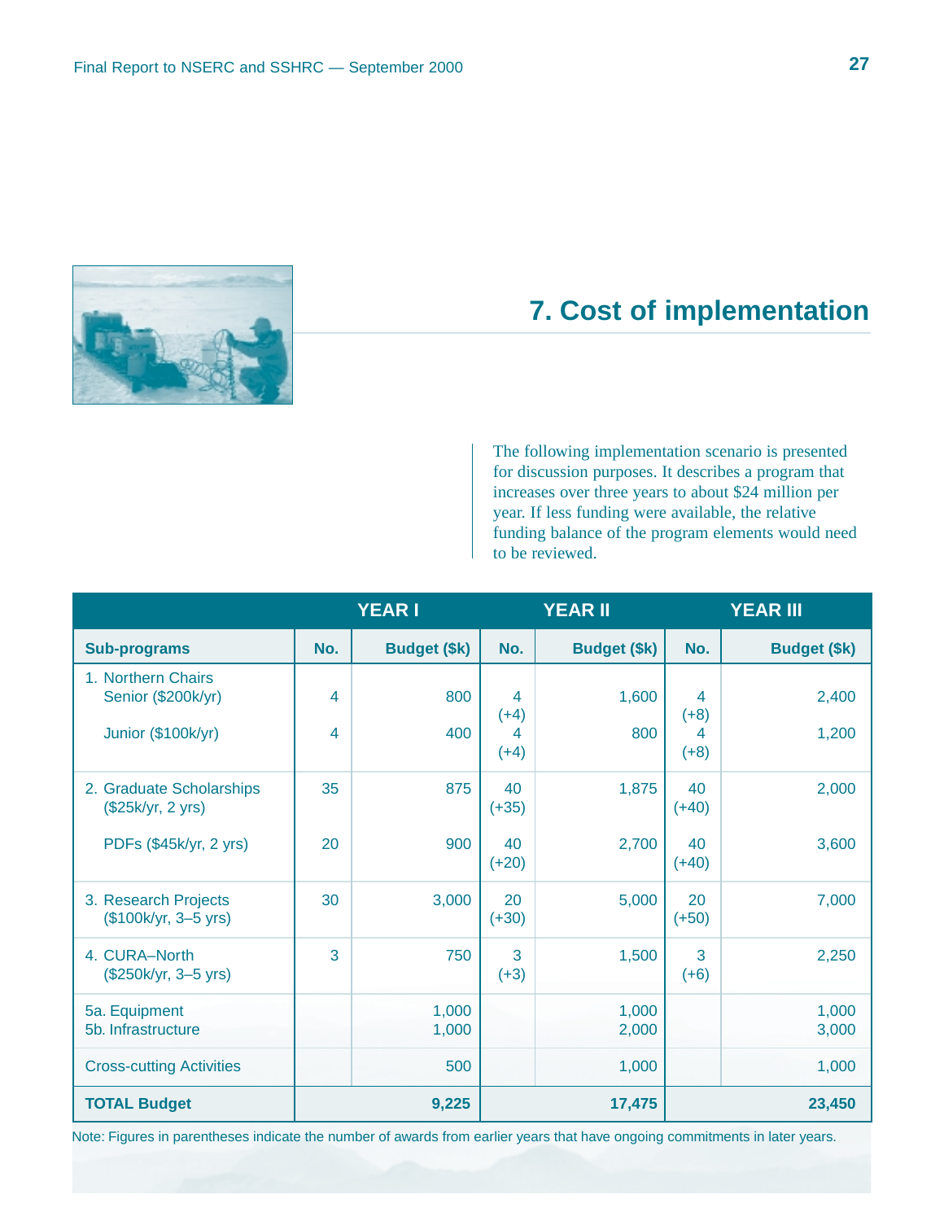# 7. Cost of implementation

The following implementation scenario is presented for discussion purposes. It describes a program that increases over three years to about $24 million per year. If less funding were available, the relative funding balance of the program elements would need to be reviewed.

| | YEAR I | | YEAR II | | YEAR III | |
|---|---|---|---|---|---|---|
| **Sub-programs** | **No.** | **Budget ($k)** | **No.** | **Budget ($k)** | **No.** | **Budget ($k)** |
| 1. Northern Chairs | | | | | | |
| Senior ($200k/yr) | 4 | 800 | 4 (+4) | 1,600 | 4 (+8) | 2,400 |
| Junior ($100k/yr) | 4 | 400 | 4 (+4) | 800 | 4 (+8) | 1,200 |
| 2. Graduate Scholarships ($25k/yr, 2 yrs) | 35 | 875 | 40 (+35) | 1,875 | 40 (+40) | 2,000 |
| PDFs ($45k/yr, 2 yrs) | 20 | 900 | 40 (+20) | 2,700 | 40 (+40) | 3,600 |
| 3. Research Projects ($100k/yr, 3–5 yrs) | 30 | 3,000 | 20 (+30) | 5,000 | 20 (+50) | 7,000 |
| 4. CURA–North ($250k/yr, 3–5 yrs) | 3 | 750 | 3 (+3) | 1,500 | 3 (+6) | 2,250 |
| 5a. Equipment | | 1,000 | | 1,000 | | 1,000 |
| 5b. Infrastructure | | 1,000 | | 2,000 | | 3,000 |
| Cross-cutting Activities | | 500 | | 1,000 | | 1,000 |
| **TOTAL Budget** | | **9,225** | | **17,475** | | **23,450** |

Note: Figures in parentheses indicate the number of awards from earlier years that have ongoing commitments in later years.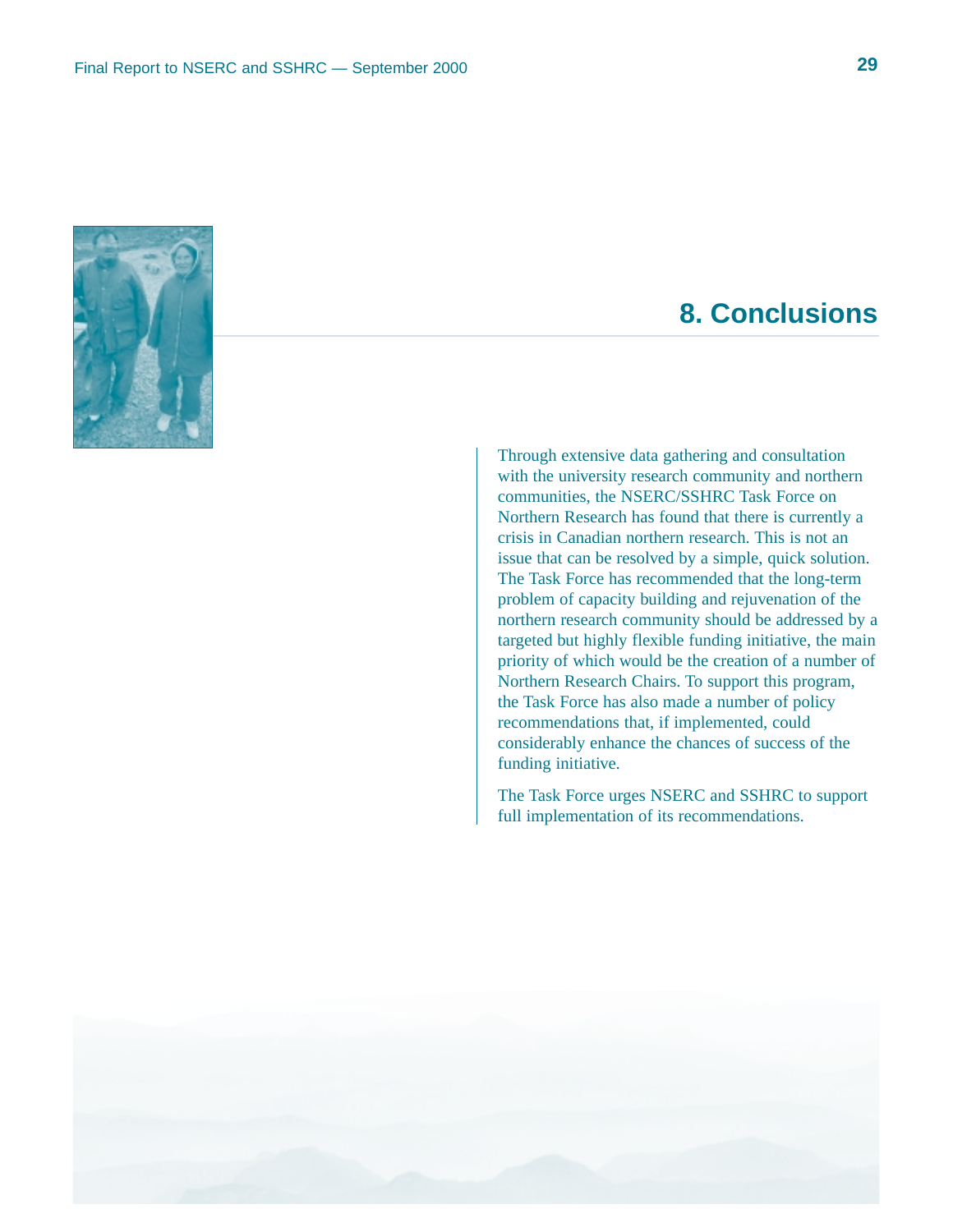# 8. Conclusions

Through extensive data gathering and consultation with the university research community and northern communities, the NSERC/SSHRC Task Force on Northern Research has found that there is currently a crisis in Canadian northern research. This is not an issue that can be resolved by a simple, quick solution. The Task Force has recommended that the long-term problem of capacity building and rejuvenation of the northern research community should be addressed by a targeted but highly flexible funding initiative, the main priority of which would be the creation of a number of Northern Research Chairs. To support this program, the Task Force has also made a number of policy recommendations that, if implemented, could considerably enhance the chances of success of the funding initiative.

The Task Force urges NSERC and SSHRC to support full implementation of its recommendations.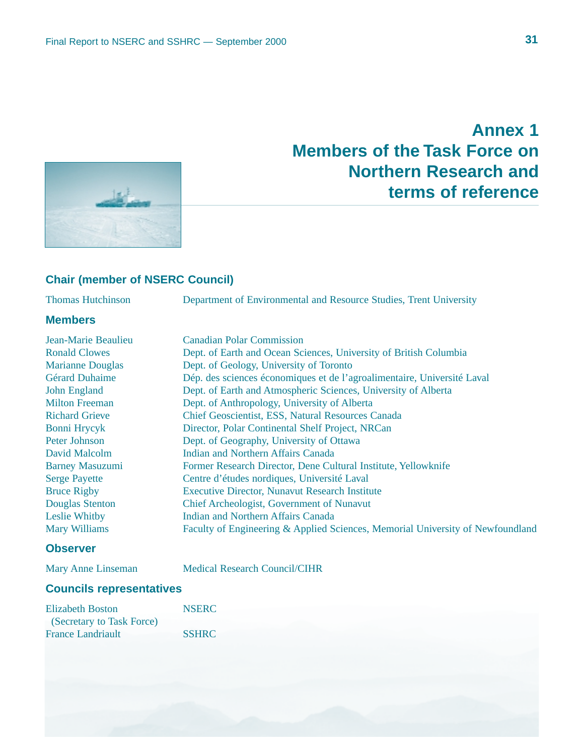# Annex 1
# Members of the Task Force on Northern Research and terms of reference

### Chair (member of NSERC Council)

| | |
|---|---|
| Thomas Hutchinson | Department of Environmental and Resource Studies, Trent University |

### Members

| | |
|---|---|
| Jean-Marie Beaulieu | Canadian Polar Commission |
| Ronald Clowes | Dept. of Earth and Ocean Sciences, University of British Columbia |
| Marianne Douglas | Dept. of Geology, University of Toronto |
| Gérard Duhaime | Dép. des sciences économiques et de l'agroalimentaire, Université Laval |
| John England | Dept. of Earth and Atmospheric Sciences, University of Alberta |
| Milton Freeman | Dept. of Anthropology, University of Alberta |
| Richard Grieve | Chief Geoscientist, ESS, Natural Resources Canada |
| Bonni Hrycyk | Director, Polar Continental Shelf Project, NRCan |
| Peter Johnson | Dept. of Geography, University of Ottawa |
| David Malcolm | Indian and Northern Affairs Canada |
| Barney Masuzumi | Former Research Director, Dene Cultural Institute, Yellowknife |
| Serge Payette | Centre d'études nordiques, Université Laval |
| Bruce Rigby | Executive Director, Nunavut Research Institute |
| Douglas Stenton | Chief Archeologist, Government of Nunavut |
| Leslie Whitby | Indian and Northern Affairs Canada |
| Mary Williams | Faculty of Engineering & Applied Sciences, Memorial University of Newfoundland |

### Observer

| | |
|---|---|
| Mary Anne Linseman | Medical Research Council/CIHR |

### Councils representatives

| | |
|---|---|
| Elizabeth Boston (Secretary to Task Force) | NSERC |
| France Landriault | SSHRC |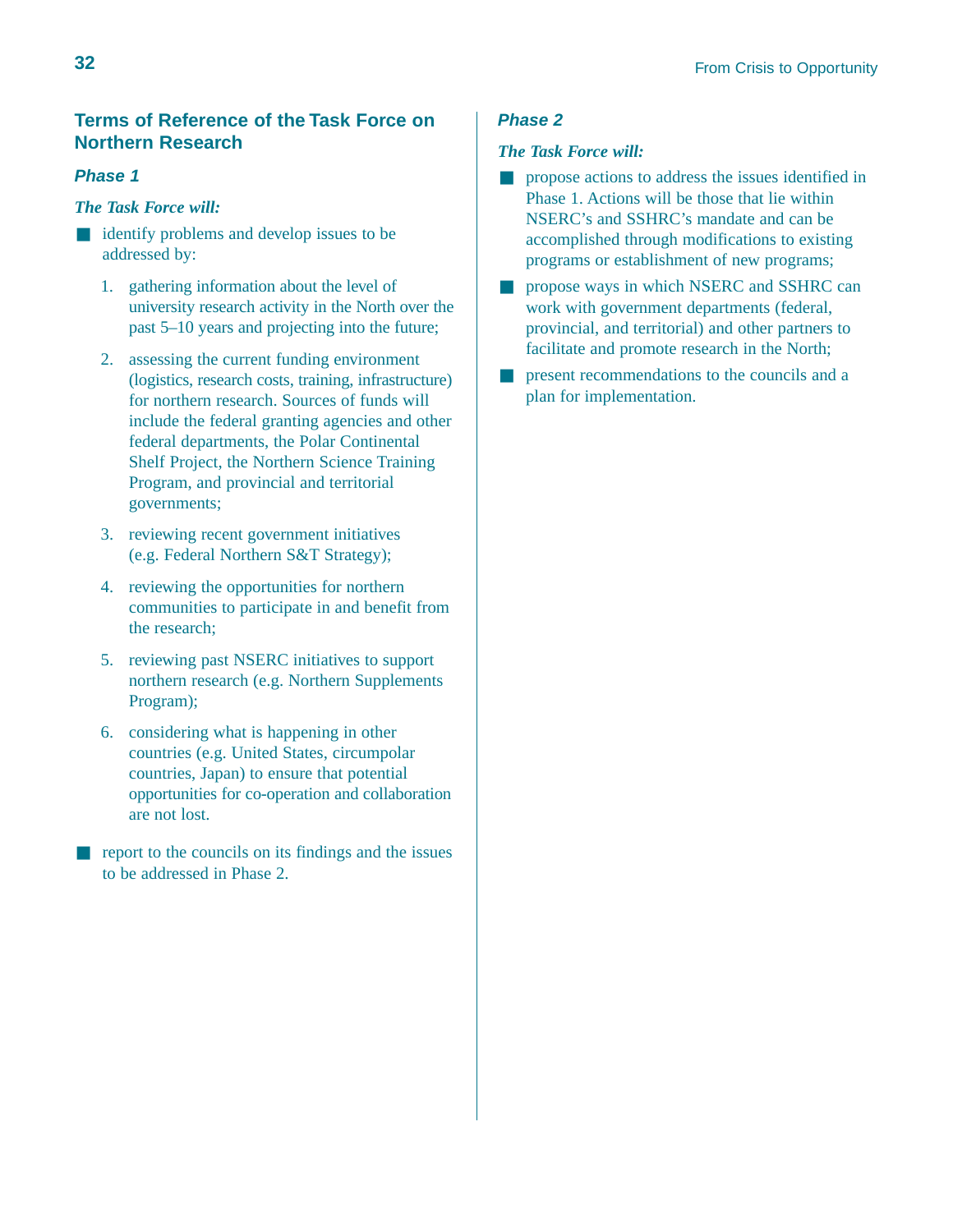## Terms of Reference of the Task Force on Northern Research

### *Phase 1*

***The Task Force will:***

- identify problems and develop issues to be addressed by:

  1. gathering information about the level of university research activity in the North over the past 5–10 years and projecting into the future;

  2. assessing the current funding environment (logistics, research costs, training, infrastructure) for northern research. Sources of funds will include the federal granting agencies and other federal departments, the Polar Continental Shelf Project, the Northern Science Training Program, and provincial and territorial governments;

  3. reviewing recent government initiatives (e.g. Federal Northern S&T Strategy);

  4. reviewing the opportunities for northern communities to participate in and benefit from the research;

  5. reviewing past NSERC initiatives to support northern research (e.g. Northern Supplements Program);

  6. considering what is happening in other countries (e.g. United States, circumpolar countries, Japan) to ensure that potential opportunities for co-operation and collaboration are not lost.

- report to the councils on its findings and the issues to be addressed in Phase 2.

### *Phase 2*

***The Task Force will:***

- propose actions to address the issues identified in Phase 1. Actions will be those that lie within NSERC's and SSHRC's mandate and can be accomplished through modifications to existing programs or establishment of new programs;
- propose ways in which NSERC and SSHRC can work with government departments (federal, provincial, and territorial) and other partners to facilitate and promote research in the North;
- present recommendations to the councils and a plan for implementation.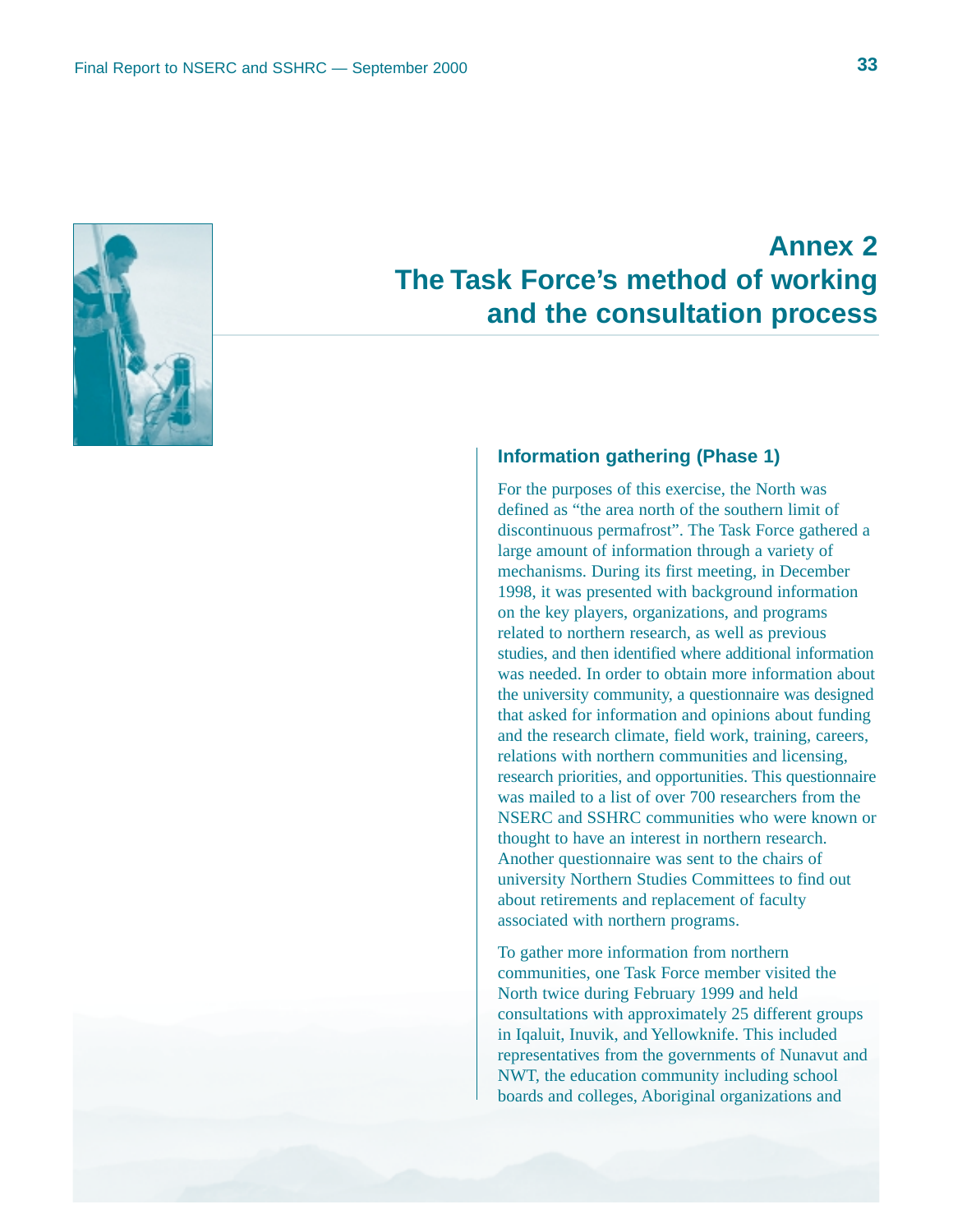# Annex 2
# The Task Force's method of working and the consultation process

## Information gathering (Phase 1)

For the purposes of this exercise, the North was defined as "the area north of the southern limit of discontinuous permafrost". The Task Force gathered a large amount of information through a variety of mechanisms. During its first meeting, in December 1998, it was presented with background information on the key players, organizations, and programs related to northern research, as well as previous studies, and then identified where additional information was needed. In order to obtain more information about the university community, a questionnaire was designed that asked for information and opinions about funding and the research climate, field work, training, careers, relations with northern communities and licensing, research priorities, and opportunities. This questionnaire was mailed to a list of over 700 researchers from the NSERC and SSHRC communities who were known or thought to have an interest in northern research. Another questionnaire was sent to the chairs of university Northern Studies Committees to find out about retirements and replacement of faculty associated with northern programs.

To gather more information from northern communities, one Task Force member visited the North twice during February 1999 and held consultations with approximately 25 different groups in Iqaluit, Inuvik, and Yellowknife. This included representatives from the governments of Nunavut and NWT, the education community including school boards and colleges, Aboriginal organizations and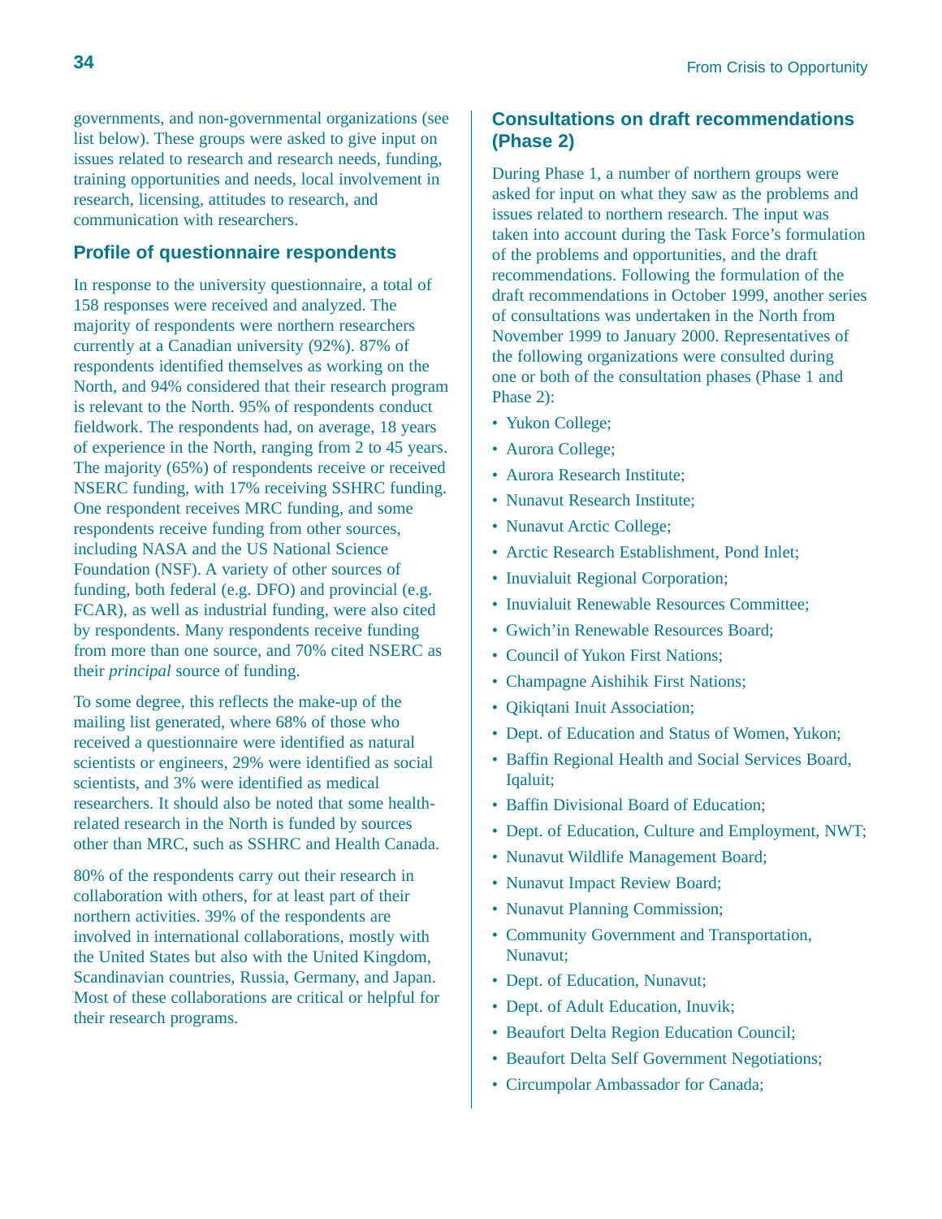governments, and non-governmental organizations (see list below). These groups were asked to give input on issues related to research and research needs, funding, training opportunities and needs, local involvement in research, licensing, attitudes to research, and communication with researchers.

## Profile of questionnaire respondents

In response to the university questionnaire, a total of 158 responses were received and analyzed. The majority of respondents were northern researchers currently at a Canadian university (92%). 87% of respondents identified themselves as working on the North, and 94% considered that their research program is relevant to the North. 95% of respondents conduct fieldwork. The respondents had, on average, 18 years of experience in the North, ranging from 2 to 45 years. The majority (65%) of respondents receive or received NSERC funding, with 17% receiving SSHRC funding. One respondent receives MRC funding, and some respondents receive funding from other sources, including NASA and the US National Science Foundation (NSF). A variety of other sources of funding, both federal (e.g. DFO) and provincial (e.g. FCAR), as well as industrial funding, were also cited by respondents. Many respondents receive funding from more than one source, and 70% cited NSERC as their *principal* source of funding.

To some degree, this reflects the make-up of the mailing list generated, where 68% of those who received a questionnaire were identified as natural scientists or engineers, 29% were identified as social scientists, and 3% were identified as medical researchers. It should also be noted that some health-related research in the North is funded by sources other than MRC, such as SSHRC and Health Canada.

80% of the respondents carry out their research in collaboration with others, for at least part of their northern activities. 39% of the respondents are involved in international collaborations, mostly with the United States but also with the United Kingdom, Scandinavian countries, Russia, Germany, and Japan. Most of these collaborations are critical or helpful for their research programs.

## Consultations on draft recommendations (Phase 2)

During Phase 1, a number of northern groups were asked for input on what they saw as the problems and issues related to northern research. The input was taken into account during the Task Force's formulation of the problems and opportunities, and the draft recommendations. Following the formulation of the draft recommendations in October 1999, another series of consultations was undertaken in the North from November 1999 to January 2000. Representatives of the following organizations were consulted during one or both of the consultation phases (Phase 1 and Phase 2):

- Yukon College;
- Aurora College;
- Aurora Research Institute;
- Nunavut Research Institute;
- Nunavut Arctic College;
- Arctic Research Establishment, Pond Inlet;
- Inuvialuit Regional Corporation;
- Inuvialuit Renewable Resources Committee;
- Gwich'in Renewable Resources Board;
- Council of Yukon First Nations;
- Champagne Aishihik First Nations;
- Qikiqtani Inuit Association;
- Dept. of Education and Status of Women, Yukon;
- Baffin Regional Health and Social Services Board, Iqaluit;
- Baffin Divisional Board of Education;
- Dept. of Education, Culture and Employment, NWT;
- Nunavut Wildlife Management Board;
- Nunavut Impact Review Board;
- Nunavut Planning Commission;
- Community Government and Transportation, Nunavut;
- Dept. of Education, Nunavut;
- Dept. of Adult Education, Inuvik;
- Beaufort Delta Region Education Council;
- Beaufort Delta Self Government Negotiations;
- Circumpolar Ambassador for Canada;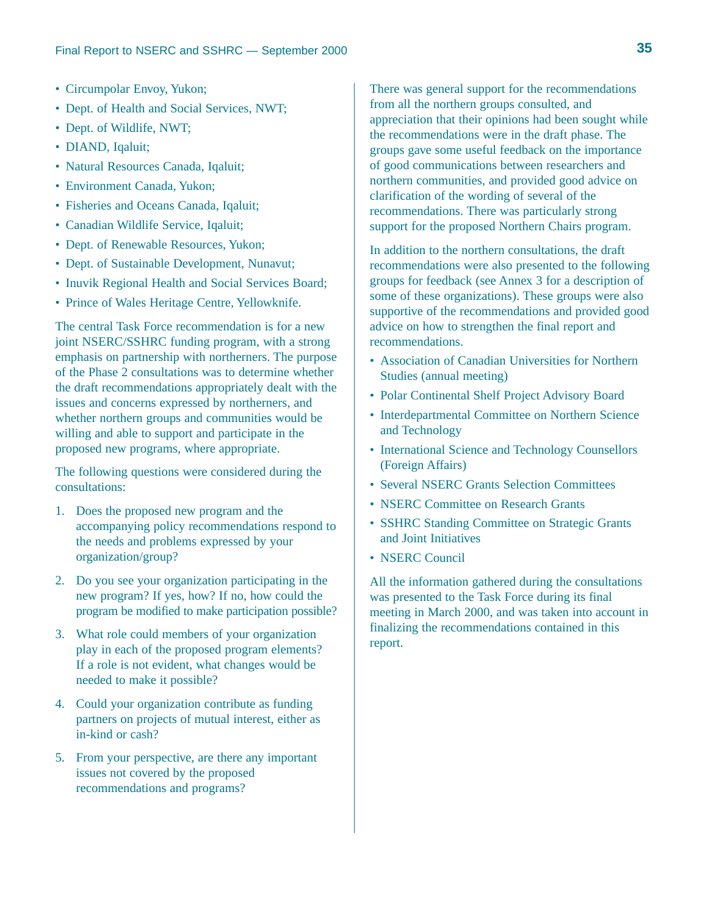- Circumpolar Envoy, Yukon;
- Dept. of Health and Social Services, NWT;
- Dept. of Wildlife, NWT;
- DIAND, Iqaluit;
- Natural Resources Canada, Iqaluit;
- Environment Canada, Yukon;
- Fisheries and Oceans Canada, Iqaluit;
- Canadian Wildlife Service, Iqaluit;
- Dept. of Renewable Resources, Yukon;
- Dept. of Sustainable Development, Nunavut;
- Inuvik Regional Health and Social Services Board;
- Prince of Wales Heritage Centre, Yellowknife.

The central Task Force recommendation is for a new joint NSERC/SSHRC funding program, with a strong emphasis on partnership with northerners. The purpose of the Phase 2 consultations was to determine whether the draft recommendations appropriately dealt with the issues and concerns expressed by northerners, and whether northern groups and communities would be willing and able to support and participate in the proposed new programs, where appropriate.

The following questions were considered during the consultations:

1. Does the proposed new program and the accompanying policy recommendations respond to the needs and problems expressed by your organization/group?
2. Do you see your organization participating in the new program? If yes, how? If no, how could the program be modified to make participation possible?
3. What role could members of your organization play in each of the proposed program elements? If a role is not evident, what changes would be needed to make it possible?
4. Could your organization contribute as funding partners on projects of mutual interest, either as in-kind or cash?
5. From your perspective, are there any important issues not covered by the proposed recommendations and programs?

There was general support for the recommendations from all the northern groups consulted, and appreciation that their opinions had been sought while the recommendations were in the draft phase. The groups gave some useful feedback on the importance of good communications between researchers and northern communities, and provided good advice on clarification of the wording of several of the recommendations. There was particularly strong support for the proposed Northern Chairs program.

In addition to the northern consultations, the draft recommendations were also presented to the following groups for feedback (see Annex 3 for a description of some of these organizations). These groups were also supportive of the recommendations and provided good advice on how to strengthen the final report and recommendations.

- Association of Canadian Universities for Northern Studies (annual meeting)
- Polar Continental Shelf Project Advisory Board
- Interdepartmental Committee on Northern Science and Technology
- International Science and Technology Counsellors (Foreign Affairs)
- Several NSERC Grants Selection Committees
- NSERC Committee on Research Grants
- SSHRC Standing Committee on Strategic Grants and Joint Initiatives
- NSERC Council

All the information gathered during the consultations was presented to the Task Force during its final meeting in March 2000, and was taken into account in finalizing the recommendations contained in this report.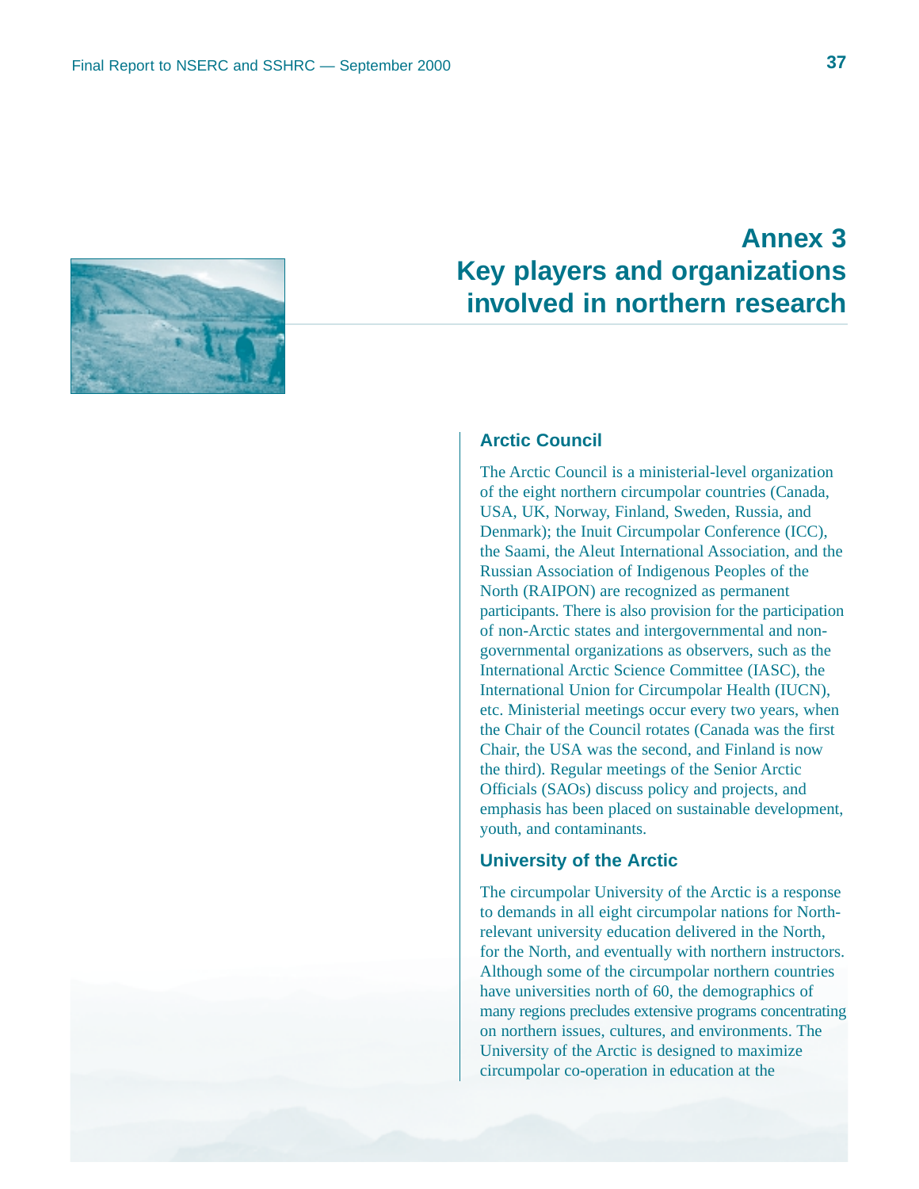# Annex 3
# Key players and organizations involved in northern research

## Arctic Council

The Arctic Council is a ministerial-level organization of the eight northern circumpolar countries (Canada, USA, UK, Norway, Finland, Sweden, Russia, and Denmark); the Inuit Circumpolar Conference (ICC), the Saami, the Aleut International Association, and the Russian Association of Indigenous Peoples of the North (RAIPON) are recognized as permanent participants. There is also provision for the participation of non-Arctic states and intergovernmental and non-governmental organizations as observers, such as the International Arctic Science Committee (IASC), the International Union for Circumpolar Health (IUCN), etc. Ministerial meetings occur every two years, when the Chair of the Council rotates (Canada was the first Chair, the USA was the second, and Finland is now the third). Regular meetings of the Senior Arctic Officials (SAOs) discuss policy and projects, and emphasis has been placed on sustainable development, youth, and contaminants.

## University of the Arctic

The circumpolar University of the Arctic is a response to demands in all eight circumpolar nations for North-relevant university education delivered in the North, for the North, and eventually with northern instructors. Although some of the circumpolar northern countries have universities north of 60, the demographics of many regions precludes extensive programs concentrating on northern issues, cultures, and environments. The University of the Arctic is designed to maximize circumpolar co-operation in education at the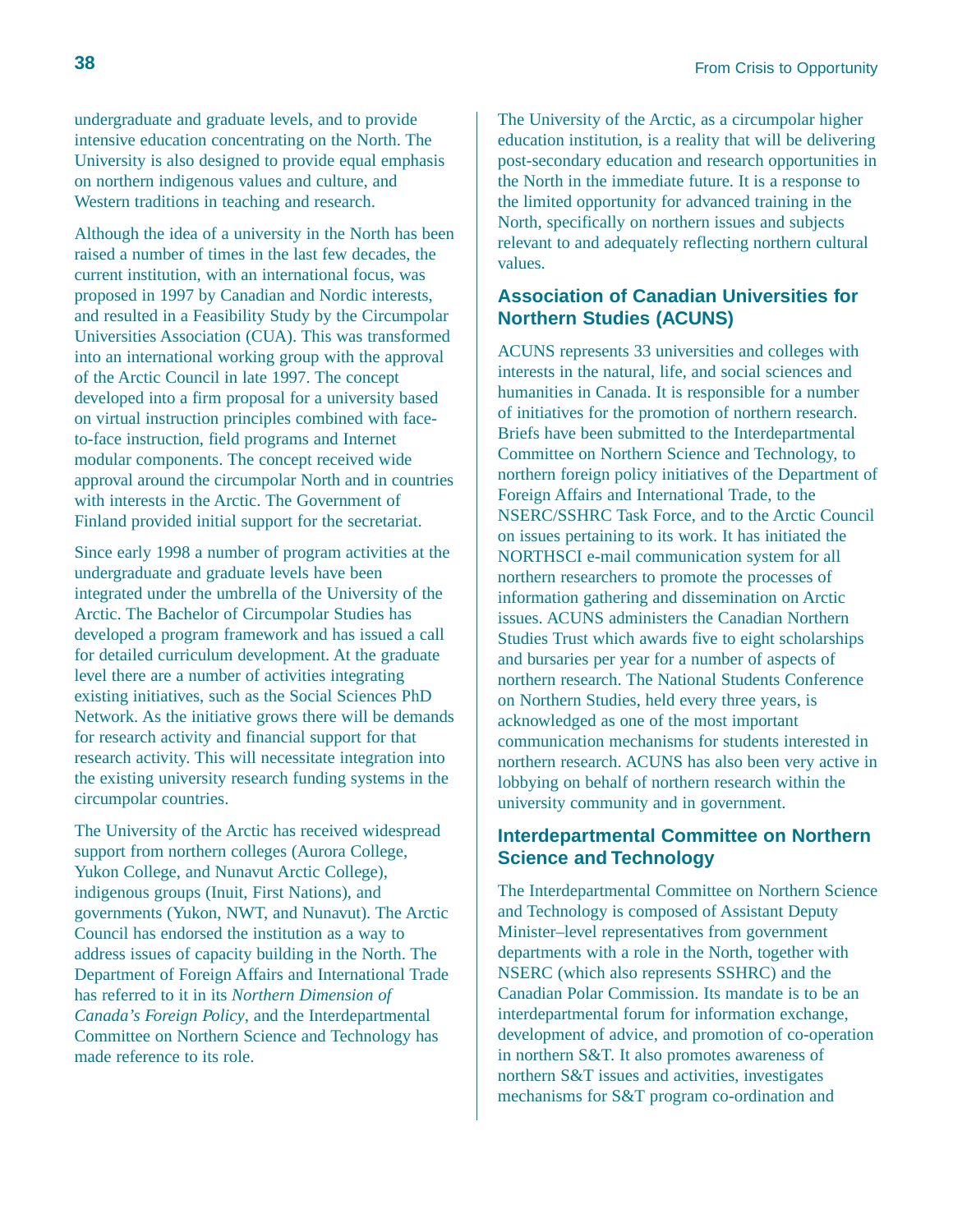undergraduate and graduate levels, and to provide intensive education concentrating on the North. The University is also designed to provide equal emphasis on northern indigenous values and culture, and Western traditions in teaching and research.

Although the idea of a university in the North has been raised a number of times in the last few decades, the current institution, with an international focus, was proposed in 1997 by Canadian and Nordic interests, and resulted in a Feasibility Study by the Circumpolar Universities Association (CUA). This was transformed into an international working group with the approval of the Arctic Council in late 1997. The concept developed into a firm proposal for a university based on virtual instruction principles combined with face-to-face instruction, field programs and Internet modular components. The concept received wide approval around the circumpolar North and in countries with interests in the Arctic. The Government of Finland provided initial support for the secretariat.

Since early 1998 a number of program activities at the undergraduate and graduate levels have been integrated under the umbrella of the University of the Arctic. The Bachelor of Circumpolar Studies has developed a program framework and has issued a call for detailed curriculum development. At the graduate level there are a number of activities integrating existing initiatives, such as the Social Sciences PhD Network. As the initiative grows there will be demands for research activity and financial support for that research activity. This will necessitate integration into the existing university research funding systems in the circumpolar countries.

The University of the Arctic has received widespread support from northern colleges (Aurora College, Yukon College, and Nunavut Arctic College), indigenous groups (Inuit, First Nations), and governments (Yukon, NWT, and Nunavut). The Arctic Council has endorsed the institution as a way to address issues of capacity building in the North. The Department of Foreign Affairs and International Trade has referred to it in its *Northern Dimension of Canada's Foreign Policy*, and the Interdepartmental Committee on Northern Science and Technology has made reference to its role.

The University of the Arctic, as a circumpolar higher education institution, is a reality that will be delivering post-secondary education and research opportunities in the North in the immediate future. It is a response to the limited opportunity for advanced training in the North, specifically on northern issues and subjects relevant to and adequately reflecting northern cultural values.

### Association of Canadian Universities for Northern Studies (ACUNS)

ACUNS represents 33 universities and colleges with interests in the natural, life, and social sciences and humanities in Canada. It is responsible for a number of initiatives for the promotion of northern research. Briefs have been submitted to the Interdepartmental Committee on Northern Science and Technology, to northern foreign policy initiatives of the Department of Foreign Affairs and International Trade, to the NSERC/SSHRC Task Force, and to the Arctic Council on issues pertaining to its work. It has initiated the NORTHSCI e-mail communication system for all northern researchers to promote the processes of information gathering and dissemination on Arctic issues. ACUNS administers the Canadian Northern Studies Trust which awards five to eight scholarships and bursaries per year for a number of aspects of northern research. The National Students Conference on Northern Studies, held every three years, is acknowledged as one of the most important communication mechanisms for students interested in northern research. ACUNS has also been very active in lobbying on behalf of northern research within the university community and in government.

### Interdepartmental Committee on Northern Science and Technology

The Interdepartmental Committee on Northern Science and Technology is composed of Assistant Deputy Minister–level representatives from government departments with a role in the North, together with NSERC (which also represents SSHRC) and the Canadian Polar Commission. Its mandate is to be an interdepartmental forum for information exchange, development of advice, and promotion of co-operation in northern S&T. It also promotes awareness of northern S&T issues and activities, investigates mechanisms for S&T program co-ordination and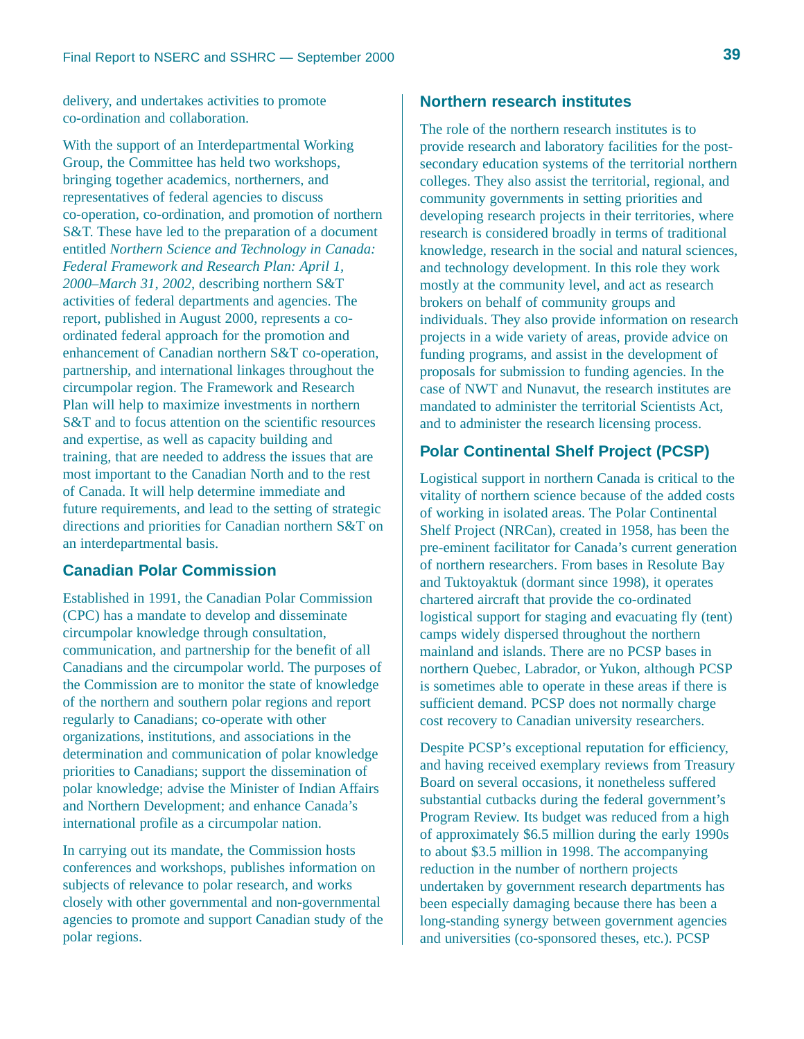delivery, and undertakes activities to promote co-ordination and collaboration.

With the support of an Interdepartmental Working Group, the Committee has held two workshops, bringing together academics, northerners, and representatives of federal agencies to discuss co-operation, co-ordination, and promotion of northern S&T. These have led to the preparation of a document entitled *Northern Science and Technology in Canada: Federal Framework and Research Plan: April 1, 2000–March 31, 2002*, describing northern S&T activities of federal departments and agencies. The report, published in August 2000, represents a co-ordinated federal approach for the promotion and enhancement of Canadian northern S&T co-operation, partnership, and international linkages throughout the circumpolar region. The Framework and Research Plan will help to maximize investments in northern S&T and to focus attention on the scientific resources and expertise, as well as capacity building and training, that are needed to address the issues that are most important to the Canadian North and to the rest of Canada. It will help determine immediate and future requirements, and lead to the setting of strategic directions and priorities for Canadian northern S&T on an interdepartmental basis.

## Canadian Polar Commission

Established in 1991, the Canadian Polar Commission (CPC) has a mandate to develop and disseminate circumpolar knowledge through consultation, communication, and partnership for the benefit of all Canadians and the circumpolar world. The purposes of the Commission are to monitor the state of knowledge of the northern and southern polar regions and report regularly to Canadians; co-operate with other organizations, institutions, and associations in the determination and communication of polar knowledge priorities to Canadians; support the dissemination of polar knowledge; advise the Minister of Indian Affairs and Northern Development; and enhance Canada's international profile as a circumpolar nation.

In carrying out its mandate, the Commission hosts conferences and workshops, publishes information on subjects of relevance to polar research, and works closely with other governmental and non-governmental agencies to promote and support Canadian study of the polar regions.

## Northern research institutes

The role of the northern research institutes is to provide research and laboratory facilities for the post-secondary education systems of the territorial northern colleges. They also assist the territorial, regional, and community governments in setting priorities and developing research projects in their territories, where research is considered broadly in terms of traditional knowledge, research in the social and natural sciences, and technology development. In this role they work mostly at the community level, and act as research brokers on behalf of community groups and individuals. They also provide information on research projects in a wide variety of areas, provide advice on funding programs, and assist in the development of proposals for submission to funding agencies. In the case of NWT and Nunavut, the research institutes are mandated to administer the territorial Scientists Act, and to administer the research licensing process.

## Polar Continental Shelf Project (PCSP)

Logistical support in northern Canada is critical to the vitality of northern science because of the added costs of working in isolated areas. The Polar Continental Shelf Project (NRCan), created in 1958, has been the pre-eminent facilitator for Canada's current generation of northern researchers. From bases in Resolute Bay and Tuktoyaktuk (dormant since 1998), it operates chartered aircraft that provide the co-ordinated logistical support for staging and evacuating fly (tent) camps widely dispersed throughout the northern mainland and islands. There are no PCSP bases in northern Quebec, Labrador, or Yukon, although PCSP is sometimes able to operate in these areas if there is sufficient demand. PCSP does not normally charge cost recovery to Canadian university researchers.

Despite PCSP's exceptional reputation for efficiency, and having received exemplary reviews from Treasury Board on several occasions, it nonetheless suffered substantial cutbacks during the federal government's Program Review. Its budget was reduced from a high of approximately $6.5 million during the early 1990s to about $3.5 million in 1998. The accompanying reduction in the number of northern projects undertaken by government research departments has been especially damaging because there has been a long-standing synergy between government agencies and universities (co-sponsored theses, etc.). PCSP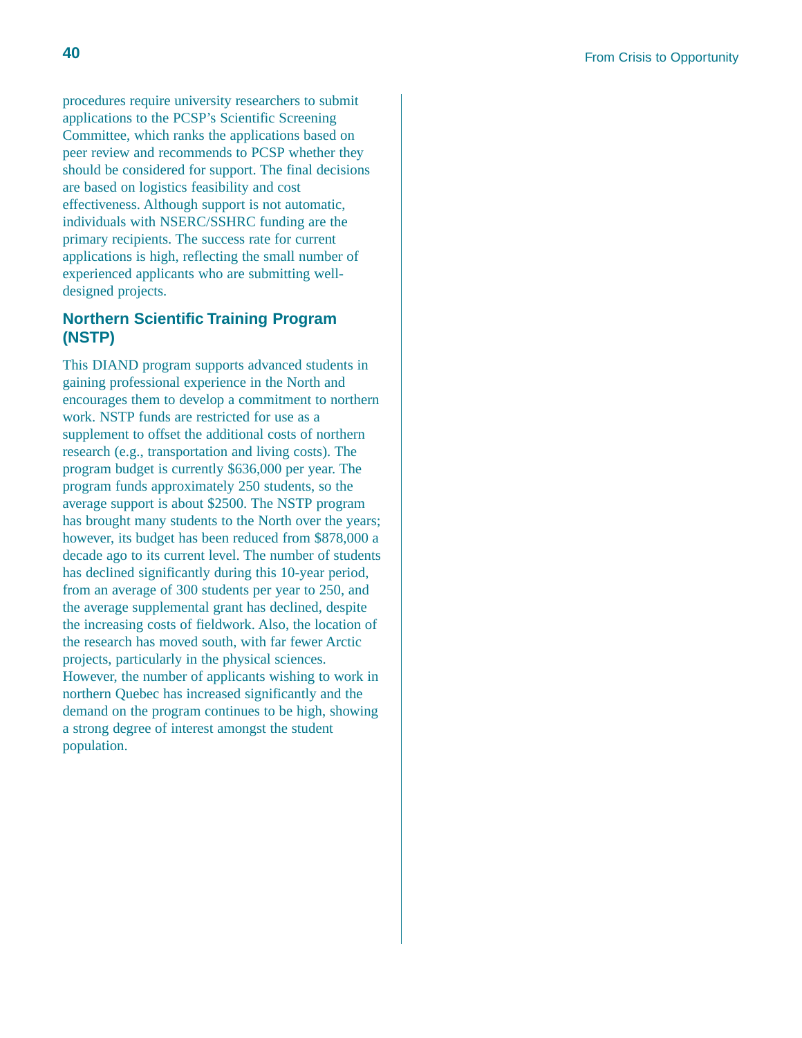procedures require university researchers to submit applications to the PCSP's Scientific Screening Committee, which ranks the applications based on peer review and recommends to PCSP whether they should be considered for support. The final decisions are based on logistics feasibility and cost effectiveness. Although support is not automatic, individuals with NSERC/SSHRC funding are the primary recipients. The success rate for current applications is high, reflecting the small number of experienced applicants who are submitting well-designed projects.

### Northern Scientific Training Program (NSTP)

This DIAND program supports advanced students in gaining professional experience in the North and encourages them to develop a commitment to northern work. NSTP funds are restricted for use as a supplement to offset the additional costs of northern research (e.g., transportation and living costs). The program budget is currently $636,000 per year. The program funds approximately 250 students, so the average support is about $2500. The NSTP program has brought many students to the North over the years; however, its budget has been reduced from $878,000 a decade ago to its current level. The number of students has declined significantly during this 10-year period, from an average of 300 students per year to 250, and the average supplemental grant has declined, despite the increasing costs of fieldwork. Also, the location of the research has moved south, with far fewer Arctic projects, particularly in the physical sciences. However, the number of applicants wishing to work in northern Quebec has increased significantly and the demand on the program continues to be high, showing a strong degree of interest amongst the student population.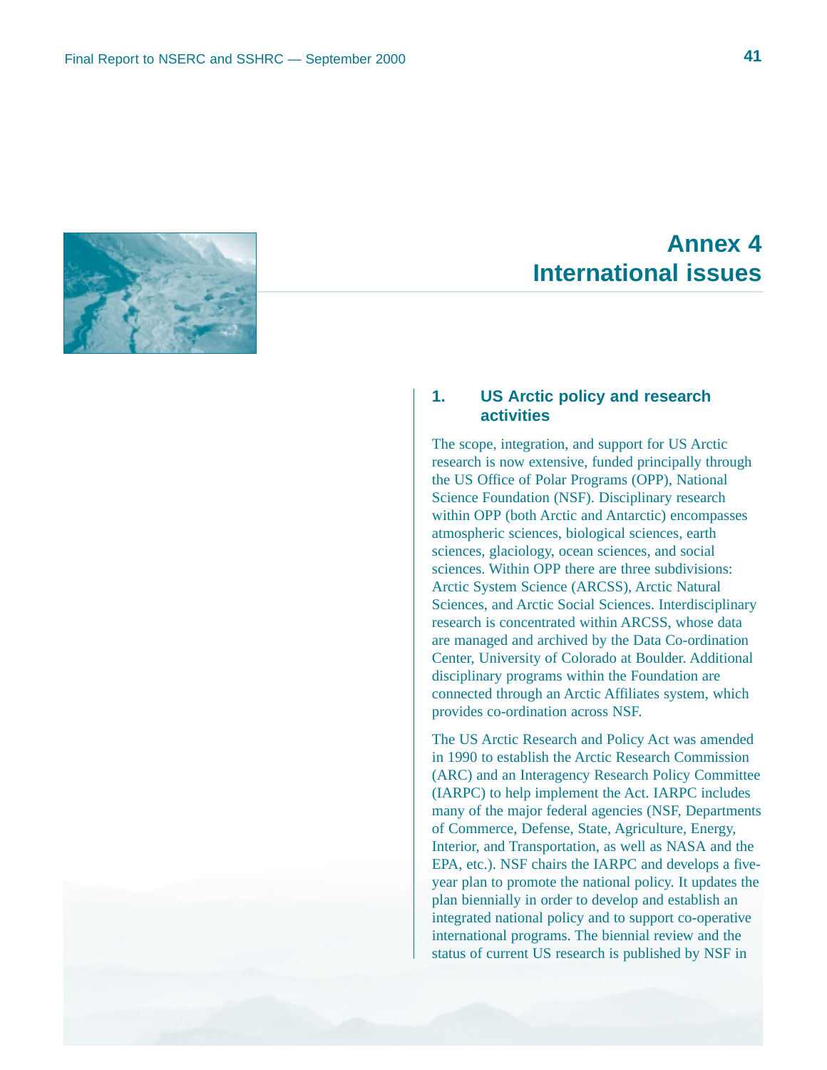# Annex 4
# International issues

## 1. US Arctic policy and research activities

The scope, integration, and support for US Arctic research is now extensive, funded principally through the US Office of Polar Programs (OPP), National Science Foundation (NSF). Disciplinary research within OPP (both Arctic and Antarctic) encompasses atmospheric sciences, biological sciences, earth sciences, glaciology, ocean sciences, and social sciences. Within OPP there are three subdivisions: Arctic System Science (ARCSS), Arctic Natural Sciences, and Arctic Social Sciences. Interdisciplinary research is concentrated within ARCSS, whose data are managed and archived by the Data Co-ordination Center, University of Colorado at Boulder. Additional disciplinary programs within the Foundation are connected through an Arctic Affiliates system, which provides co-ordination across NSF.

The US Arctic Research and Policy Act was amended in 1990 to establish the Arctic Research Commission (ARC) and an Interagency Research Policy Committee (IARPC) to help implement the Act. IARPC includes many of the major federal agencies (NSF, Departments of Commerce, Defense, State, Agriculture, Energy, Interior, and Transportation, as well as NASA and the EPA, etc.). NSF chairs the IARPC and develops a five-year plan to promote the national policy. It updates the plan biennially in order to develop and establish an integrated national policy and to support co-operative international programs. The biennial review and the status of current US research is published by NSF in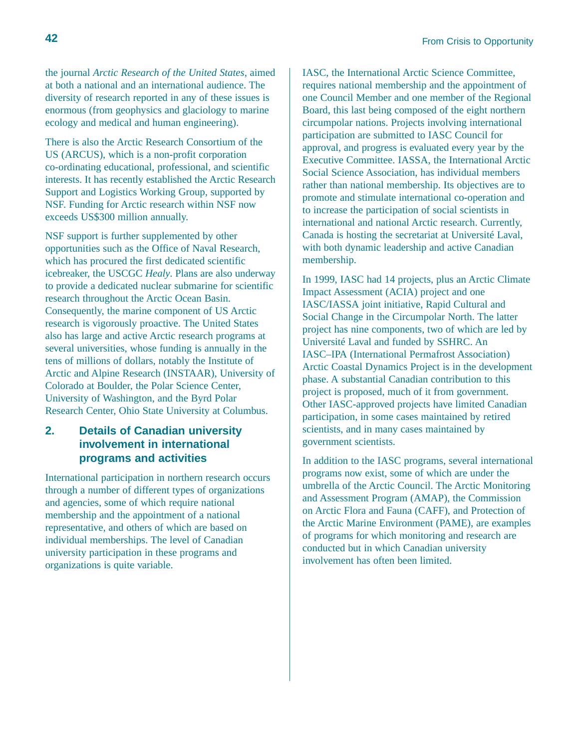the journal *Arctic Research of the United States*, aimed at both a national and an international audience. The diversity of research reported in any of these issues is enormous (from geophysics and glaciology to marine ecology and medical and human engineering).

There is also the Arctic Research Consortium of the US (ARCUS), which is a non-profit corporation co-ordinating educational, professional, and scientific interests. It has recently established the Arctic Research Support and Logistics Working Group, supported by NSF. Funding for Arctic research within NSF now exceeds US$300 million annually.

NSF support is further supplemented by other opportunities such as the Office of Naval Research, which has procured the first dedicated scientific icebreaker, the USCGC *Healy*. Plans are also underway to provide a dedicated nuclear submarine for scientific research throughout the Arctic Ocean Basin. Consequently, the marine component of US Arctic research is vigorously proactive. The United States also has large and active Arctic research programs at several universities, whose funding is annually in the tens of millions of dollars, notably the Institute of Arctic and Alpine Research (INSTAAR), University of Colorado at Boulder, the Polar Science Center, University of Washington, and the Byrd Polar Research Center, Ohio State University at Columbus.

## 2. Details of Canadian university involvement in international programs and activities

International participation in northern research occurs through a number of different types of organizations and agencies, some of which require national membership and the appointment of a national representative, and others of which are based on individual memberships. The level of Canadian university participation in these programs and organizations is quite variable.

IASC, the International Arctic Science Committee, requires national membership and the appointment of one Council Member and one member of the Regional Board, this last being composed of the eight northern circumpolar nations. Projects involving international participation are submitted to IASC Council for approval, and progress is evaluated every year by the Executive Committee. IASSA, the International Arctic Social Science Association, has individual members rather than national membership. Its objectives are to promote and stimulate international co-operation and to increase the participation of social scientists in international and national Arctic research. Currently, Canada is hosting the secretariat at Université Laval, with both dynamic leadership and active Canadian membership.

In 1999, IASC had 14 projects, plus an Arctic Climate Impact Assessment (ACIA) project and one IASC/IASSA joint initiative, Rapid Cultural and Social Change in the Circumpolar North. The latter project has nine components, two of which are led by Université Laval and funded by SSHRC. An IASC–IPA (International Permafrost Association) Arctic Coastal Dynamics Project is in the development phase. A substantial Canadian contribution to this project is proposed, much of it from government. Other IASC-approved projects have limited Canadian participation, in some cases maintained by retired scientists, and in many cases maintained by government scientists.

In addition to the IASC programs, several international programs now exist, some of which are under the umbrella of the Arctic Council. The Arctic Monitoring and Assessment Program (AMAP), the Commission on Arctic Flora and Fauna (CAFF), and Protection of the Arctic Marine Environment (PAME), are examples of programs for which monitoring and research are conducted but in which Canadian university involvement has often been limited.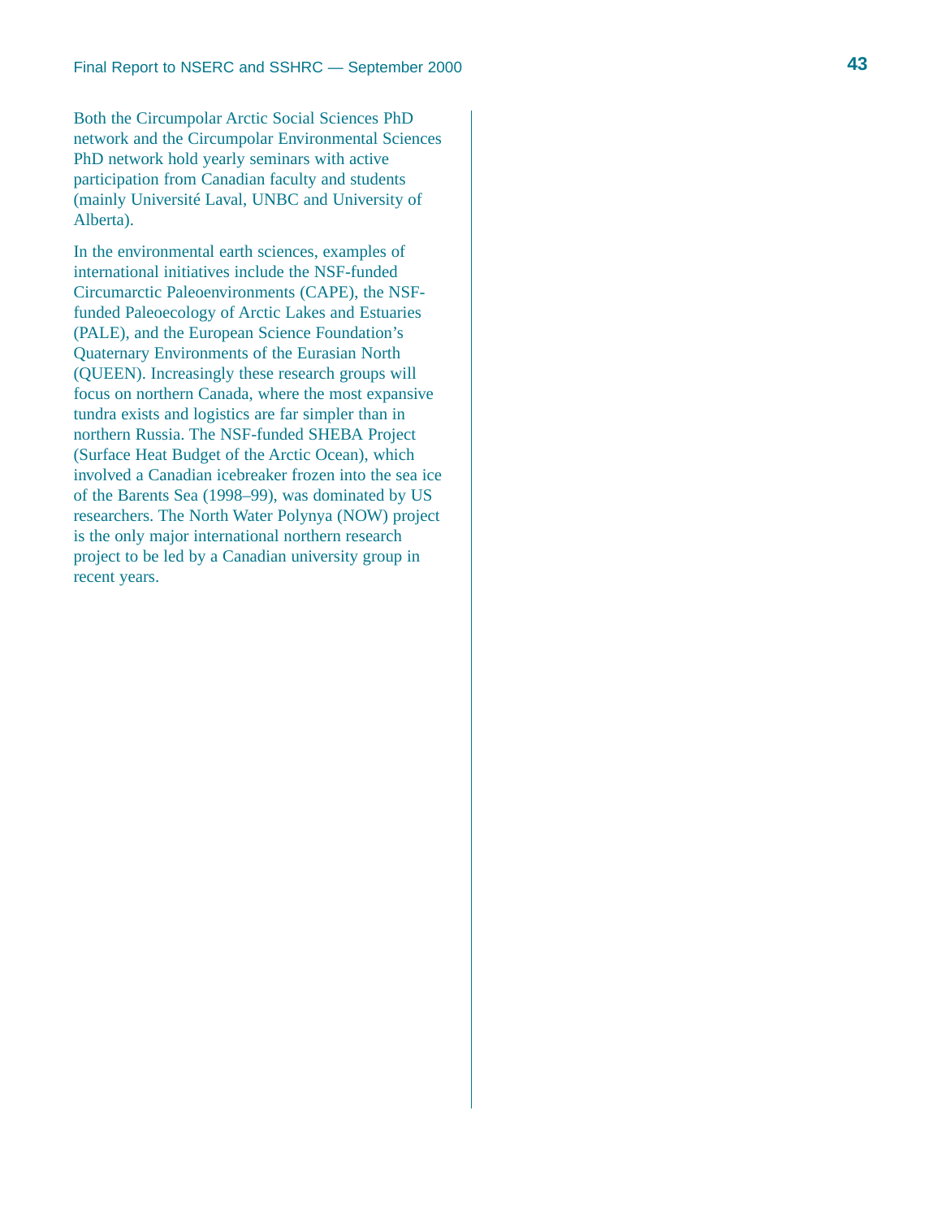Both the Circumpolar Arctic Social Sciences PhD network and the Circumpolar Environmental Sciences PhD network hold yearly seminars with active participation from Canadian faculty and students (mainly Université Laval, UNBC and University of Alberta).

In the environmental earth sciences, examples of international initiatives include the NSF-funded Circumarctic Paleoenvironments (CAPE), the NSF-funded Paleoecology of Arctic Lakes and Estuaries (PALE), and the European Science Foundation's Quaternary Environments of the Eurasian North (QUEEN). Increasingly these research groups will focus on northern Canada, where the most expansive tundra exists and logistics are far simpler than in northern Russia. The NSF-funded SHEBA Project (Surface Heat Budget of the Arctic Ocean), which involved a Canadian icebreaker frozen into the sea ice of the Barents Sea (1998–99), was dominated by US researchers. The North Water Polynya (NOW) project is the only major international northern research project to be led by a Canadian university group in recent years.